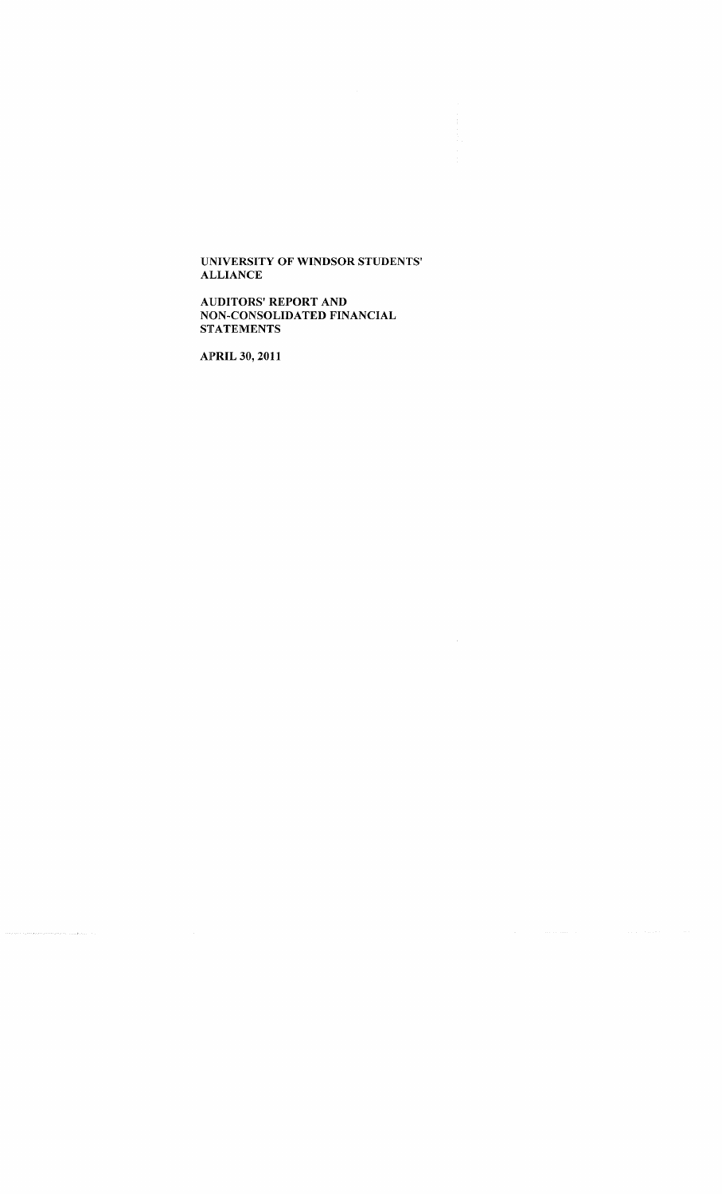# UNIVERSITY OF WINDSOR STUDENTS' ALLIANCE

## AUDITORS' REPORT AND NON-CONSOLIDATED FINANCIAL STATEMENTS

**APRIL 30, 2011**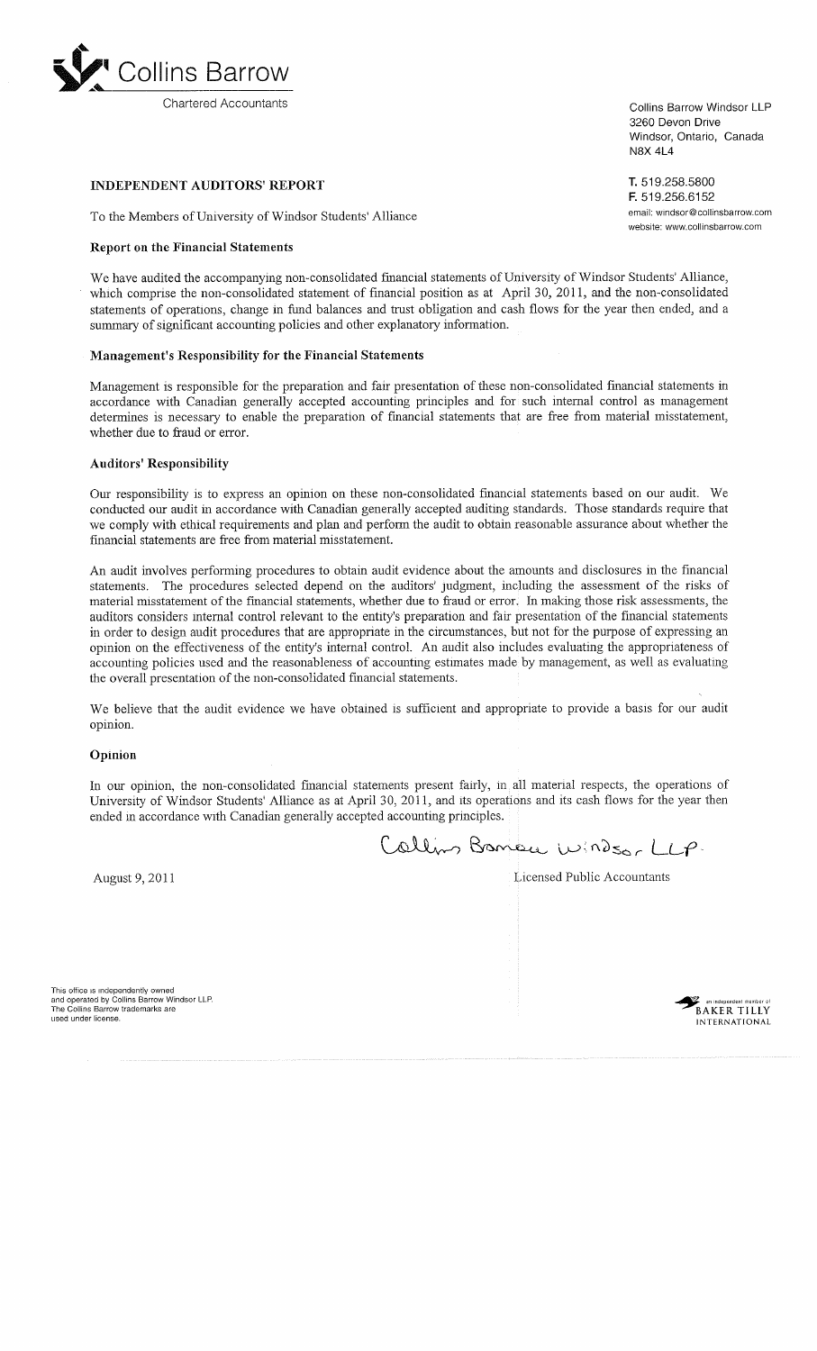Collins Barrow

Chartered Accountants

Collins Barrow Windsor LLP
3260 Devon Drive
Windsor, Ontario, Canada
N8X 4L4

T. 519.258.5800
F. 519.256.6152
email: windsor@collinsbarrow.com
website: www.collinsbarrow.com

## INDEPENDENT AUDITORS' REPORT

To the Members of University of Windsor Students' Alliance

### Report on the Financial Statements

We have audited the accompanying non-consolidated financial statements of University of Windsor Students' Alliance, which comprise the non-consolidated statement of financial position as at April 30, 2011, and the non-consolidated statements of operations, change in fund balances and trust obligation and cash flows for the year then ended, and a summary of significant accounting policies and other explanatory information.

### Management's Responsibility for the Financial Statements

Management is responsible for the preparation and fair presentation of these non-consolidated financial statements in accordance with Canadian generally accepted accounting principles and for such internal control as management determines is necessary to enable the preparation of financial statements that are free from material misstatement, whether due to fraud or error.

### Auditors' Responsibility

Our responsibility is to express an opinion on these non-consolidated financial statements based on our audit. We conducted our audit in accordance with Canadian generally accepted auditing standards. Those standards require that we comply with ethical requirements and plan and perform the audit to obtain reasonable assurance about whether the financial statements are free from material misstatement.

An audit involves performing procedures to obtain audit evidence about the amounts and disclosures in the financial statements. The procedures selected depend on the auditors' judgment, including the assessment of the risks of material misstatement of the financial statements, whether due to fraud or error. In making those risk assessments, the auditors considers internal control relevant to the entity's preparation and fair presentation of the financial statements in order to design audit procedures that are appropriate in the circumstances, but not for the purpose of expressing an opinion on the effectiveness of the entity's internal control. An audit also includes evaluating the appropriateness of accounting policies used and the reasonableness of accounting estimates made by management, as well as evaluating the overall presentation of the non-consolidated financial statements.

We believe that the audit evidence we have obtained is sufficient and appropriate to provide a basis for our audit opinion.

### Opinion

In our opinion, the non-consolidated financial statements present fairly, in all material respects, the operations of University of Windsor Students' Alliance as at April 30, 2011, and its operations and its cash flows for the year then ended in accordance with Canadian generally accepted accounting principles.

Collins Barrow Windsor LLP

August 9, 2011

Licensed Public Accountants

This office is independently owned and operated by Collins Barrow Windsor LLP. The Collins Barrow trademarks are used under license.

An independent member of BAKER TILLY INTERNATIONAL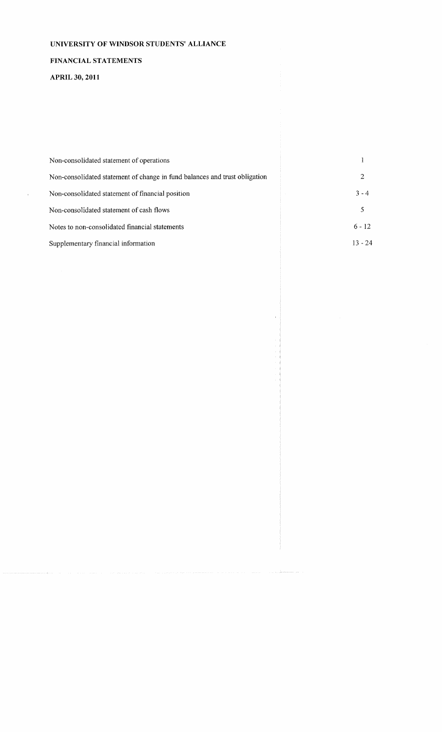**UNIVERSITY OF WINDSOR STUDENTS' ALLIANCE**

**FINANCIAL STATEMENTS**

**APRIL 30, 2011**

| | |
|---|---|
| Non-consolidated statement of operations | 1 |
| Non-consolidated statement of change in fund balances and trust obligation | 2 |
| Non-consolidated statement of financial position | 3 - 4 |
| Non-consolidated statement of cash flows | 5 |
| Notes to non-consolidated financial statements | 6 - 12 |
| Supplementary financial information | 13 - 24 |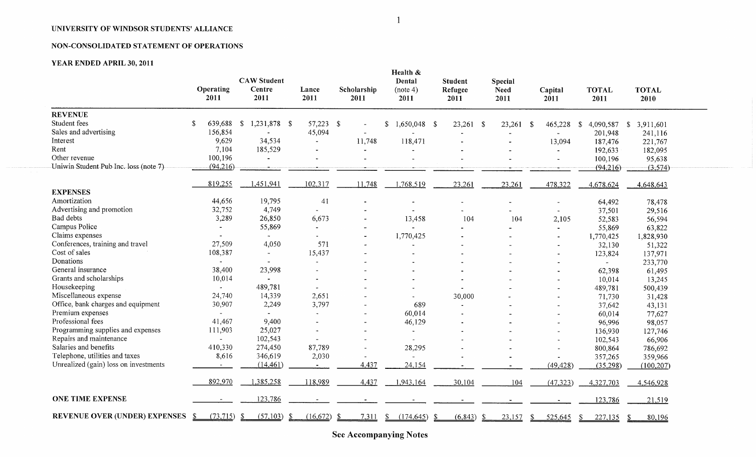UNIVERSITY OF WINDSOR STUDENTS' ALLIANCE

NON-CONSOLIDATED STATEMENT OF OPERATIONS

YEAR ENDED APRIL 30, 2011

| | Operating 2011 | CAW Student Centre 2011 | Lance 2011 | Scholarship 2011 | Health & Dental (note 4) 2011 | Student Refugee 2011 | Special Need 2011 | Capital 2011 | TOTAL 2011 | TOTAL 2010 |
|---|---|---|---|---|---|---|---|---|---|---|
| **REVENUE** | | | | | | | | | | |
| Student fees | $ 639,688 | $ 1,231,878 | $ 57,223 | $ - | $ 1,650,048 | $ 23,261 | $ 23,261 | $ 465,228 | $ 4,090,587 | $ 3,911,601 |
| Sales and advertising | 156,854 | - | 45,094 | - | - | - | - | - | 201,948 | 241,116 |
| Interest | 9,629 | 34,534 | - | 11,748 | 118,471 | - | - | 13,094 | 187,476 | 221,767 |
| Rent | 7,104 | 185,529 | - | - | - | - | - | - | 192,633 | 182,095 |
| Other revenue | 100,196 | - | - | - | - | - | - | - | 100,196 | 95,638 |
| Uniwin Student Pub Inc. loss (note 7) | (94,216) | - | - | - | - | - | - | - | (94,216) | (3,574) |
| | 819,255 | 1,451,941 | 102,317 | 11,748 | 1,768,519 | 23,261 | 23,261 | 478,322 | 4,678,624 | 4,648,643 |
| **EXPENSES** | | | | | | | | | | |
| Amortization | 44,656 | 19,795 | 41 | - | - | - | - | - | 64,492 | 78,478 |
| Advertising and promotion | 32,752 | 4,749 | - | - | - | - | - | - | 37,501 | 29,516 |
| Bad debts | 3,289 | 26,850 | 6,673 | - | 13,458 | 104 | 104 | 2,105 | 52,583 | 56,594 |
| Campus Police | - | 55,869 | - | - | - | - | - | - | 55,869 | 63,822 |
| Claims expenses | - | - | - | - | 1,770,425 | - | - | - | 1,770,425 | 1,828,930 |
| Conferences, training and travel | 27,509 | 4,050 | 571 | - | - | - | - | - | 32,130 | 51,322 |
| Cost of sales | 108,387 | - | 15,437 | - | - | - | - | - | 123,824 | 137,971 |
| Donations | - | - | - | - | - | - | - | - | - | 233,770 |
| General insurance | 38,400 | 23,998 | - | - | - | - | - | - | 62,398 | 61,495 |
| Grants and scholarships | 10,014 | - | - | - | - | - | - | - | 10,014 | 13,245 |
| Housekeeping | - | 489,781 | - | - | - | - | - | - | 489,781 | 500,439 |
| Miscellaneous expense | 24,740 | 14,339 | 2,651 | - | - | 30,000 | - | - | 71,730 | 31,428 |
| Office, bank charges and equipment | 30,907 | 2,249 | 3,797 | - | 689 | - | - | - | 37,642 | 43,131 |
| Premium expenses | - | - | - | - | 60,014 | - | - | - | 60,014 | 77,627 |
| Professional fees | 41,467 | 9,400 | - | - | 46,129 | - | - | - | 96,996 | 98,057 |
| Programming supplies and expenses | 111,903 | 25,027 | - | - | - | - | - | - | 136,930 | 127,746 |
| Repairs and maintenance | - | 102,543 | - | - | - | - | - | - | 102,543 | 66,906 |
| Salaries and benefits | 410,330 | 274,450 | 87,789 | - | 28,295 | - | - | - | 800,864 | 786,692 |
| Telephone, utilities and taxes | 8,616 | 346,619 | 2,030 | - | - | - | - | - | 357,265 | 359,966 |
| Unrealized (gain) loss on investments | - | (14,461) | - | 4,437 | 24,154 | - | - | (49,428) | (35,298) | (100,207) |
| | 892,970 | 1,385,258 | 118,989 | 4,437 | 1,943,164 | 30,104 | 104 | (47,323) | 4,327,703 | 4,546,928 |
| **ONE TIME EXPENSE** | - | 123,786 | - | - | - | - | - | - | 123,786 | 21,519 |
| **REVENUE OVER (UNDER) EXPENSES** | $ (73,715) | $ (57,103) | $ (16,672) | $ 7,311 | $ (174,645) | $ (6,843) | $ 23,157 | $ 525,645 | $ 227,135 | $ 80,196 |

**See Accompanying Notes**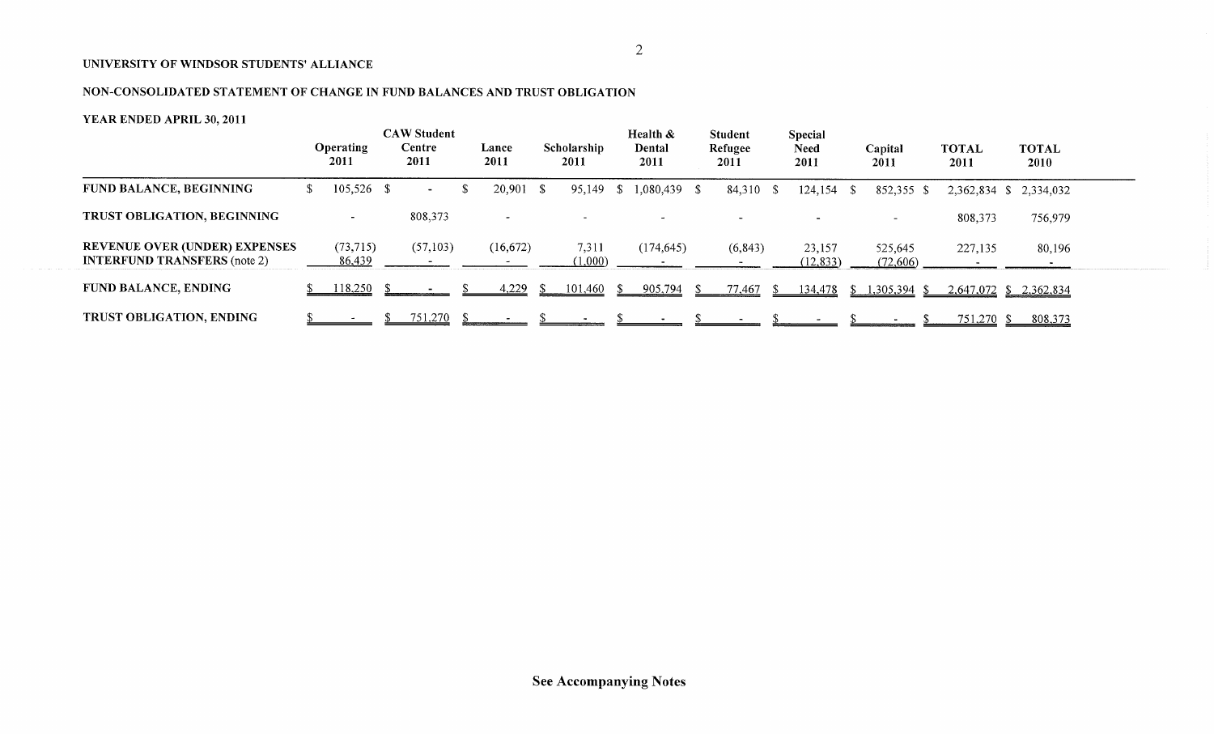UNIVERSITY OF WINDSOR STUDENTS' ALLIANCE

NON-CONSOLIDATED STATEMENT OF CHANGE IN FUND BALANCES AND TRUST OBLIGATION

YEAR ENDED APRIL 30, 2011

| | Operating 2011 | CAW Student Centre 2011 | Lance 2011 | Scholarship 2011 | Health & Dental 2011 | Student Refugee 2011 | Special Need 2011 | Capital 2011 | TOTAL 2011 | TOTAL 2010 |
|---|---|---|---|---|---|---|---|---|---|---|
| **FUND BALANCE, BEGINNING** | $ 105,526 | $ - | $ 20,901 | $ 95,149 | $ 1,080,439 | $ 84,310 | $ 124,154 | $ 852,355 | $ 2,362,834 | $ 2,334,032 |
| **TRUST OBLIGATION, BEGINNING** | - | 808,373 | - | - | - | - | - | - | 808,373 | 756,979 |
| **REVENUE OVER (UNDER) EXPENSES** | (73,715) | (57,103) | (16,672) | 7,311 | (174,645) | (6,843) | 23,157 | 525,645 | 227,135 | 80,196 |
| **INTERFUND TRANSFERS** (note 2) | 86,439 | - | - | (1,000) | - | - | (12,833) | (72,606) | - | - |
| **FUND BALANCE, ENDING** | $ 118,250 | $ - | $ 4,229 | $ 101,460 | $ 905,794 | $ 77,467 | $ 134,478 | $ 1,305,394 | $ 2,647,072 | $ 2,362,834 |
| **TRUST OBLIGATION, ENDING** | $ - | $ 751,270 | $ - | $ - | $ - | $ - | $ - | $ - | $ 751,270 | $ 808,373 |

**See Accompanying Notes**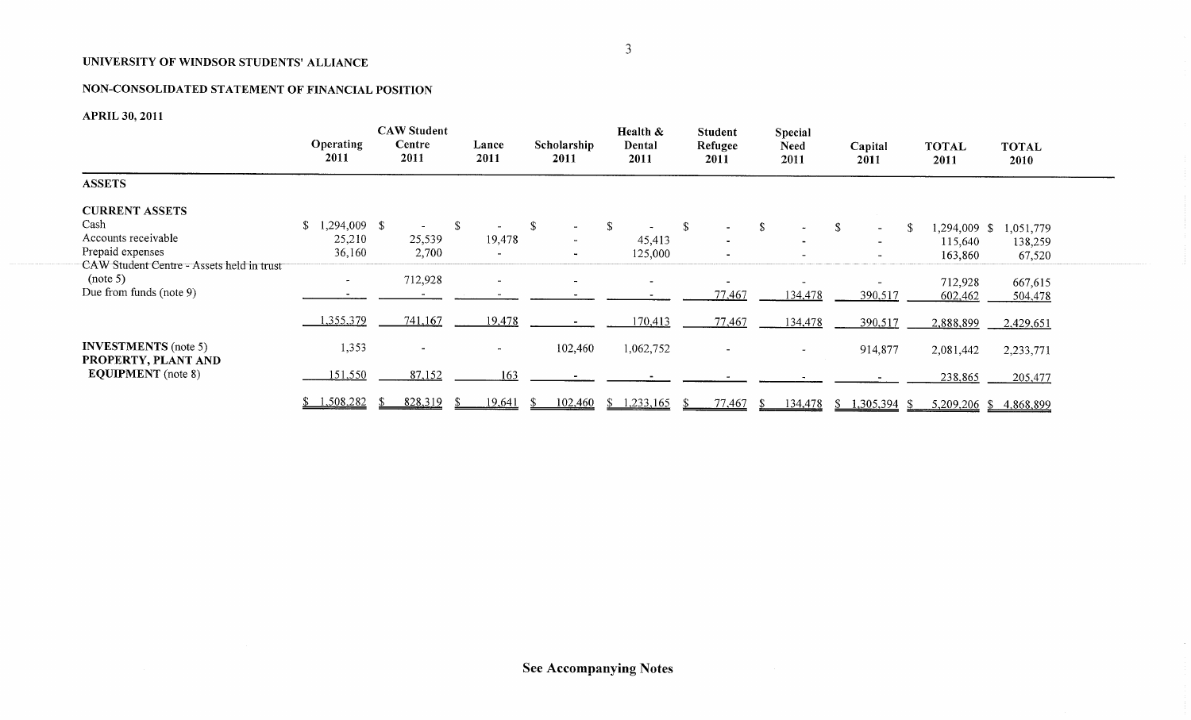UNIVERSITY OF WINDSOR STUDENTS' ALLIANCE

NON-CONSOLIDATED STATEMENT OF FINANCIAL POSITION

APRIL 30, 2011

| | Operating 2011 | CAW Student Centre 2011 | Lance 2011 | Scholarship 2011 | Health & Dental 2011 | Student Refugee 2011 | Special Need 2011 | Capital 2011 | TOTAL 2011 | TOTAL 2010 |
|---|---|---|---|---|---|---|---|---|---|---|
| **ASSETS** | | | | | | | | | | |
| **CURRENT ASSETS** | | | | | | | | | | |
| Cash | $ 1,294,009 | $ - | $ - | $ - | $ - | $ - | $ - | $ - | $ 1,294,009 | $ 1,051,779 |
| Accounts receivable | 25,210 | 25,539 | 19,478 | - | 45,413 | - | - | - | 115,640 | 138,259 |
| Prepaid expenses | 36,160 | 2,700 | - | - | 125,000 | - | - | - | 163,860 | 67,520 |
| CAW Student Centre - Assets held in trust (note 5) | - | 712,928 | - | - | - | - | - | - | 712,928 | 667,615 |
| Due from funds (note 9) | - | - | - | - | - | 77,467 | 134,478 | 390,517 | 602,462 | 504,478 |
| | 1,355,379 | 741,167 | 19,478 | - | 170,413 | 77,467 | 134,478 | 390,517 | 2,888,899 | 2,429,651 |
| **INVESTMENTS** (note 5) | 1,353 | - | - | 102,460 | 1,062,752 | - | - | 914,877 | 2,081,442 | 2,233,771 |
| **PROPERTY, PLANT AND EQUIPMENT** (note 8) | 151,550 | 87,152 | 163 | - | - | - | - | - | 238,865 | 205,477 |
| | $ 1,508,282 | $ 828,319 | $ 19,641 | $ 102,460 | $ 1,233,165 | $ 77,467 | $ 134,478 | $ 1,305,394 | $ 5,209,206 | $ 4,868,899 |

**See Accompanying Notes**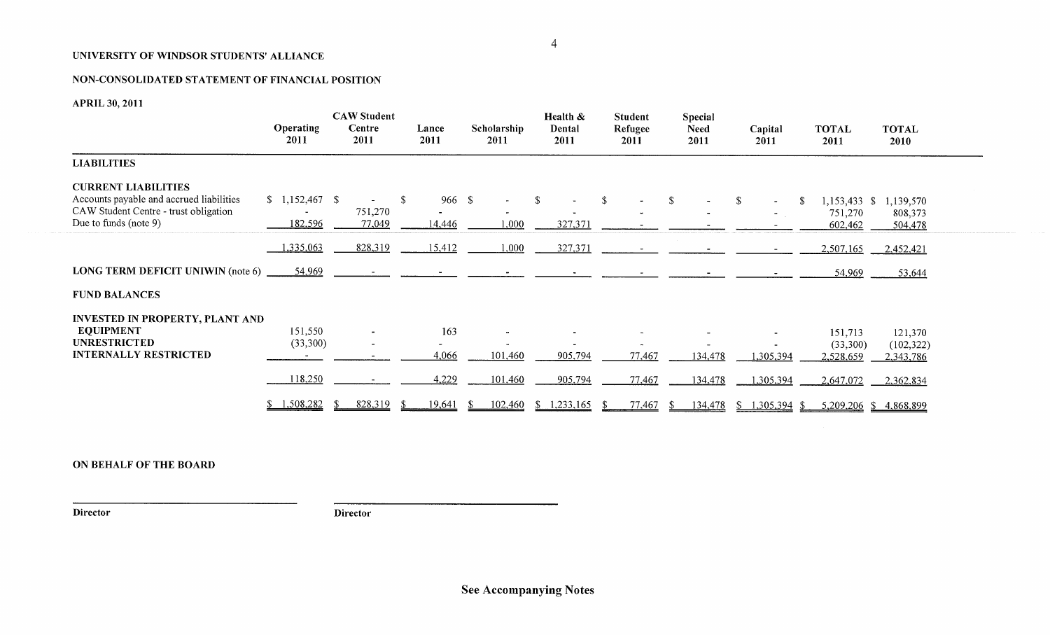**UNIVERSITY OF WINDSOR STUDENTS' ALLIANCE**

**NON-CONSOLIDATED STATEMENT OF FINANCIAL POSITION**

**APRIL 30, 2011**

| | Operating 2011 | CAW Student Centre 2011 | Lance 2011 | Scholarship 2011 | Health & Dental 2011 | Student Refugee 2011 | Special Need 2011 | Capital 2011 | TOTAL 2011 | TOTAL 2010 |
|---|---|---|---|---|---|---|---|---|---|---|
| **LIABILITIES** | | | | | | | | | | |
| **CURRENT LIABILITIES** | | | | | | | | | | |
| Accounts payable and accrued liabilities | $ 1,152,467 | $ - | $ 966 | $ - | $ - | $ - | $ - | $ - | $ 1,153,433 | $ 1,139,570 |
| CAW Student Centre - trust obligation | - | 751,270 | - | - | - | - | - | - | 751,270 | 808,373 |
| Due to funds (note 9) | 182,596 | 77,049 | 14,446 | 1,000 | 327,371 | - | - | - | 602,462 | 504,478 |
| | 1,335,063 | 828,319 | 15,412 | 1,000 | 327,371 | - | - | - | 2,507,165 | 2,452,421 |
| **LONG TERM DEFICIT UNIWIN** (note 6) | 54,969 | - | - | - | - | - | - | - | 54,969 | 53,644 |
| **FUND BALANCES** | | | | | | | | | | |
| **INVESTED IN PROPERTY, PLANT AND EQUIPMENT** | 151,550 | - | 163 | - | - | - | - | - | 151,713 | 121,370 |
| **UNRESTRICTED** | (33,300) | - | - | - | - | - | - | - | (33,300) | (102,322) |
| **INTERNALLY RESTRICTED** | - | - | 4,066 | 101,460 | 905,794 | 77,467 | 134,478 | 1,305,394 | 2,528,659 | 2,343,786 |
| | 118,250 | - | 4,229 | 101,460 | 905,794 | 77,467 | 134,478 | 1,305,394 | 2,647,072 | 2,362,834 |
| | $ 1,508,282 | $ 828,319 | $ 19,641 | $ 102,460 | $ 1,233,165 | $ 77,467 | $ 134,478 | $ 1,305,394 | $ 5,209,206 | $ 4,868,899 |

**ON BEHALF OF THE BOARD**

_______________________ **Director**

_______________________ **Director**

**See Accompanying Notes**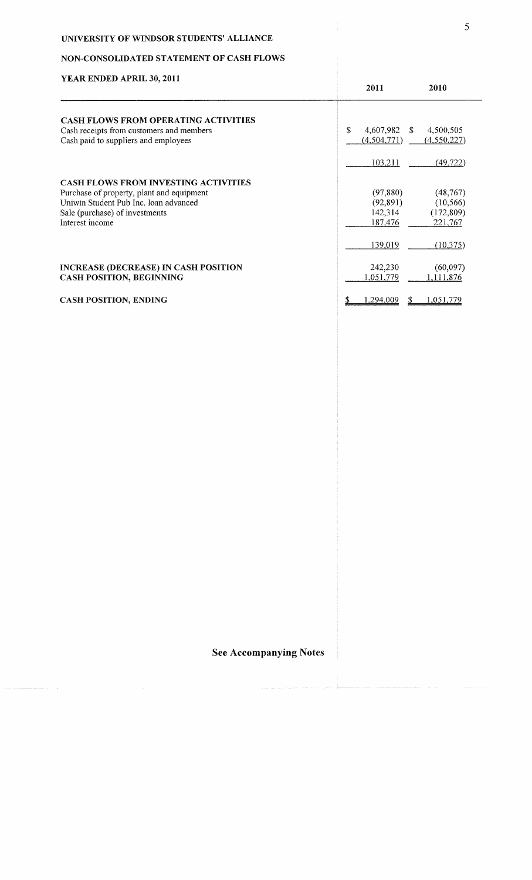# UNIVERSITY OF WINDSOR STUDENTS' ALLIANCE

## NON-CONSOLIDATED STATEMENT OF CASH FLOWS

### YEAR ENDED APRIL 30, 2011

| | 2011 | 2010 |
|---|---|---|
| **CASH FLOWS FROM OPERATING ACTIVITIES** | | |
| Cash receipts from customers and members | $ 4,607,982 | $ 4,500,505 |
| Cash paid to suppliers and employees | (4,504,771) | (4,550,227) |
| | 103,211 | (49,722) |
| **CASH FLOWS FROM INVESTING ACTIVITIES** | | |
| Purchase of property, plant and equipment | (97,880) | (48,767) |
| Uniwin Student Pub Inc. loan advanced | (92,891) | (10,566) |
| Sale (purchase) of investments | 142,314 | (172,809) |
| Interest income | 187,476 | 221,767 |
| | 139,019 | (10,375) |
| **INCREASE (DECREASE) IN CASH POSITION** | 242,230 | (60,097) |
| **CASH POSITION, BEGINNING** | 1,051,779 | 1,111,876 |
| **CASH POSITION, ENDING** | $ 1,294,009 | $ 1,051,779 |

**See Accompanying Notes**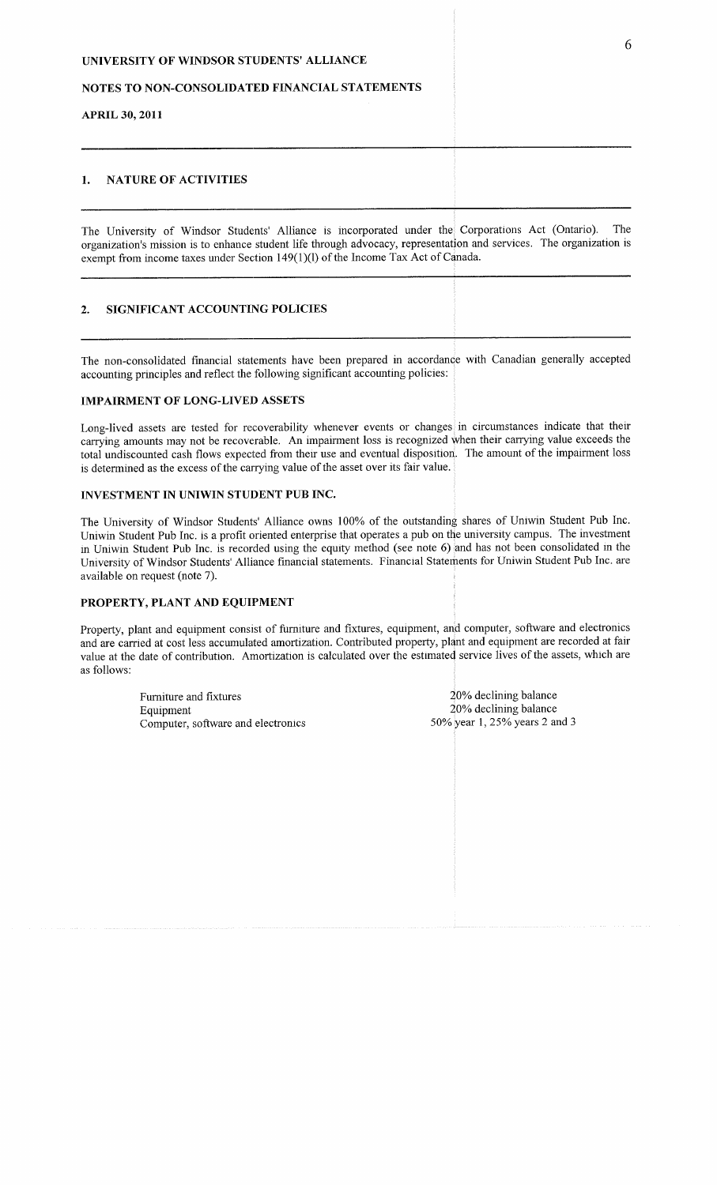UNIVERSITY OF WINDSOR STUDENTS' ALLIANCE

NOTES TO NON-CONSOLIDATED FINANCIAL STATEMENTS

APRIL 30, 2011

## 1. NATURE OF ACTIVITIES

The University of Windsor Students' Alliance is incorporated under the Corporations Act (Ontario). The organization's mission is to enhance student life through advocacy, representation and services. The organization is exempt from income taxes under Section 149(1)(l) of the Income Tax Act of Canada.

## 2. SIGNIFICANT ACCOUNTING POLICIES

The non-consolidated financial statements have been prepared in accordance with Canadian generally accepted accounting principles and reflect the following significant accounting policies:

### IMPAIRMENT OF LONG-LIVED ASSETS

Long-lived assets are tested for recoverability whenever events or changes in circumstances indicate that their carrying amounts may not be recoverable. An impairment loss is recognized when their carrying value exceeds the total undiscounted cash flows expected from their use and eventual disposition. The amount of the impairment loss is determined as the excess of the carrying value of the asset over its fair value.

### INVESTMENT IN UNIWIN STUDENT PUB INC.

The University of Windsor Students' Alliance owns 100% of the outstanding shares of Uniwin Student Pub Inc. Uniwin Student Pub Inc. is a profit oriented enterprise that operates a pub on the university campus. The investment in Uniwin Student Pub Inc. is recorded using the equity method (see note 6) and has not been consolidated in the University of Windsor Students' Alliance financial statements. Financial Statements for Uniwin Student Pub Inc. are available on request (note 7).

### PROPERTY, PLANT AND EQUIPMENT

Property, plant and equipment consist of furniture and fixtures, equipment, and computer, software and electronics and are carried at cost less accumulated amortization. Contributed property, plant and equipment are recorded at fair value at the date of contribution. Amortization is calculated over the estimated service lives of the assets, which are as follows:

| | |
|---|---|
| Furniture and fixtures | 20% declining balance |
| Equipment | 20% declining balance |
| Computer, software and electronics | 50% year 1, 25% years 2 and 3 |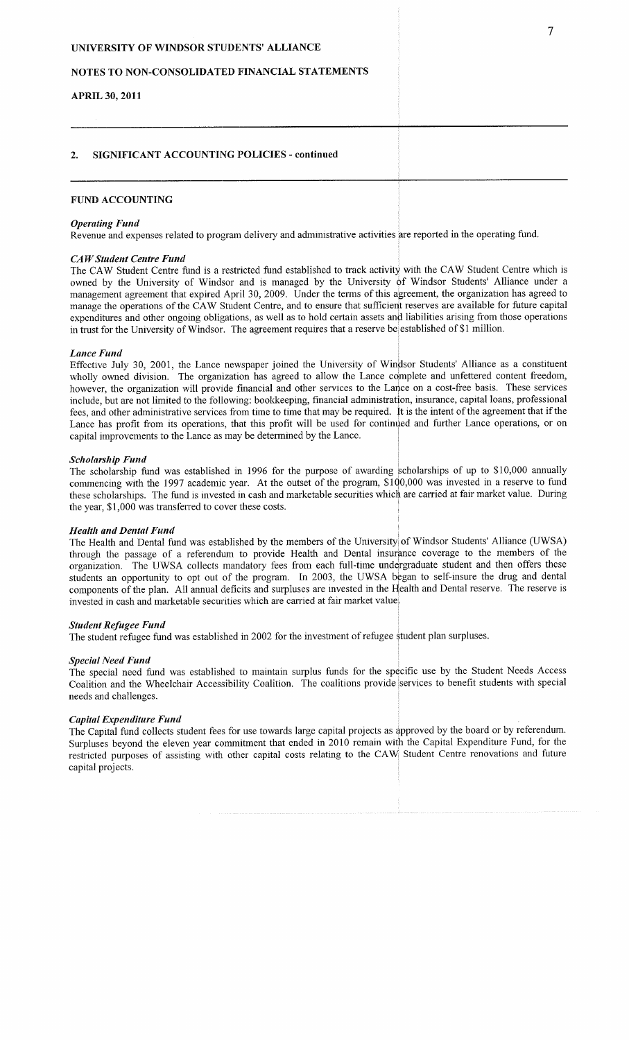UNIVERSITY OF WINDSOR STUDENTS' ALLIANCE

NOTES TO NON-CONSOLIDATED FINANCIAL STATEMENTS

APRIL 30, 2011

## 2. SIGNIFICANT ACCOUNTING POLICIES - continued

### FUND ACCOUNTING

***Operating Fund***

Revenue and expenses related to program delivery and administrative activities are reported in the operating fund.

***CAW Student Centre Fund***

The CAW Student Centre fund is a restricted fund established to track activity with the CAW Student Centre which is owned by the University of Windsor and is managed by the University of Windsor Students' Alliance under a management agreement that expired April 30, 2009. Under the terms of this agreement, the organization has agreed to manage the operations of the CAW Student Centre, and to ensure that sufficient reserves are available for future capital expenditures and other ongoing obligations, as well as to hold certain assets and liabilities arising from those operations in trust for the University of Windsor. The agreement requires that a reserve be established of $1 million.

***Lance Fund***

Effective July 30, 2001, the Lance newspaper joined the University of Windsor Students' Alliance as a constituent wholly owned division. The organization has agreed to allow the Lance complete and unfettered content freedom, however, the organization will provide financial and other services to the Lance on a cost-free basis. These services include, but are not limited to the following: bookkeeping, financial administration, insurance, capital loans, professional fees, and other administrative services from time to time that may be required. It is the intent of the agreement that if the Lance has profit from its operations, that this profit will be used for continued and further Lance operations, or on capital improvements to the Lance as may be determined by the Lance.

***Scholarship Fund***

The scholarship fund was established in 1996 for the purpose of awarding scholarships of up to $10,000 annually commencing with the 1997 academic year. At the outset of the program, $100,000 was invested in a reserve to fund these scholarships. The fund is invested in cash and marketable securities which are carried at fair market value. During the year, $1,000 was transferred to cover these costs.

***Health and Dental Fund***

The Health and Dental fund was established by the members of the University of Windsor Students' Alliance (UWSA) through the passage of a referendum to provide Health and Dental insurance coverage to the members of the organization. The UWSA collects mandatory fees from each full-time undergraduate student and then offers these students an opportunity to opt out of the program. In 2003, the UWSA began to self-insure the drug and dental components of the plan. All annual deficits and surpluses are invested in the Health and Dental reserve. The reserve is invested in cash and marketable securities which are carried at fair market value.

***Student Refugee Fund***

The student refugee fund was established in 2002 for the investment of refugee student plan surpluses.

***Special Need Fund***

The special need fund was established to maintain surplus funds for the specific use by the Student Needs Access Coalition and the Wheelchair Accessibility Coalition. The coalitions provide services to benefit students with special needs and challenges.

***Capital Expenditure Fund***

The Capital fund collects student fees for use towards large capital projects as approved by the board or by referendum. Surpluses beyond the eleven year commitment that ended in 2010 remain with the Capital Expenditure Fund, for the restricted purposes of assisting with other capital costs relating to the CAW Student Centre renovations and future capital projects.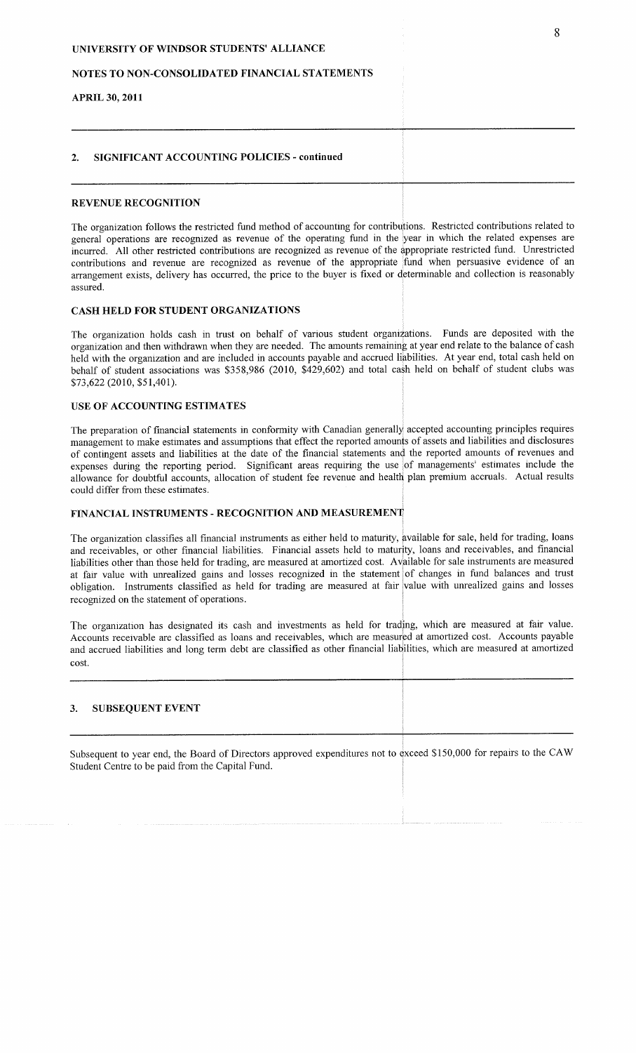UNIVERSITY OF WINDSOR STUDENTS' ALLIANCE

NOTES TO NON-CONSOLIDATED FINANCIAL STATEMENTS

APRIL 30, 2011

## 2. SIGNIFICANT ACCOUNTING POLICIES - continued

### REVENUE RECOGNITION

The organization follows the restricted fund method of accounting for contributions. Restricted contributions related to general operations are recognized as revenue of the operating fund in the year in which the related expenses are incurred. All other restricted contributions are recognized as revenue of the appropriate restricted fund. Unrestricted contributions and revenue are recognized as revenue of the appropriate fund when persuasive evidence of an arrangement exists, delivery has occurred, the price to the buyer is fixed or determinable and collection is reasonably assured.

### CASH HELD FOR STUDENT ORGANIZATIONS

The organization holds cash in trust on behalf of various student organizations. Funds are deposited with the organization and then withdrawn when they are needed. The amounts remaining at year end relate to the balance of cash held with the organization and are included in accounts payable and accrued liabilities. At year end, total cash held on behalf of student associations was $358,986 (2010, $429,602) and total cash held on behalf of student clubs was $73,622 (2010, $51,401).

### USE OF ACCOUNTING ESTIMATES

The preparation of financial statements in conformity with Canadian generally accepted accounting principles requires management to make estimates and assumptions that effect the reported amounts of assets and liabilities and disclosures of contingent assets and liabilities at the date of the financial statements and the reported amounts of revenues and expenses during the reporting period. Significant areas requiring the use of managements' estimates include the allowance for doubtful accounts, allocation of student fee revenue and health plan premium accruals. Actual results could differ from these estimates.

### FINANCIAL INSTRUMENTS - RECOGNITION AND MEASUREMENT

The organization classifies all financial instruments as either held to maturity, available for sale, held for trading, loans and receivables, or other financial liabilities. Financial assets held to maturity, loans and receivables, and financial liabilities other than those held for trading, are measured at amortized cost. Available for sale instruments are measured at fair value with unrealized gains and losses recognized in the statement of changes in fund balances and trust obligation. Instruments classified as held for trading are measured at fair value with unrealized gains and losses recognized on the statement of operations.

The organization has designated its cash and investments as held for trading, which are measured at fair value. Accounts receivable are classified as loans and receivables, which are measured at amortized cost. Accounts payable and accrued liabilities and long term debt are classified as other financial liabilities, which are measured at amortized cost.

## 3. SUBSEQUENT EVENT

Subsequent to year end, the Board of Directors approved expenditures not to exceed $150,000 for repairs to the CAW Student Centre to be paid from the Capital Fund.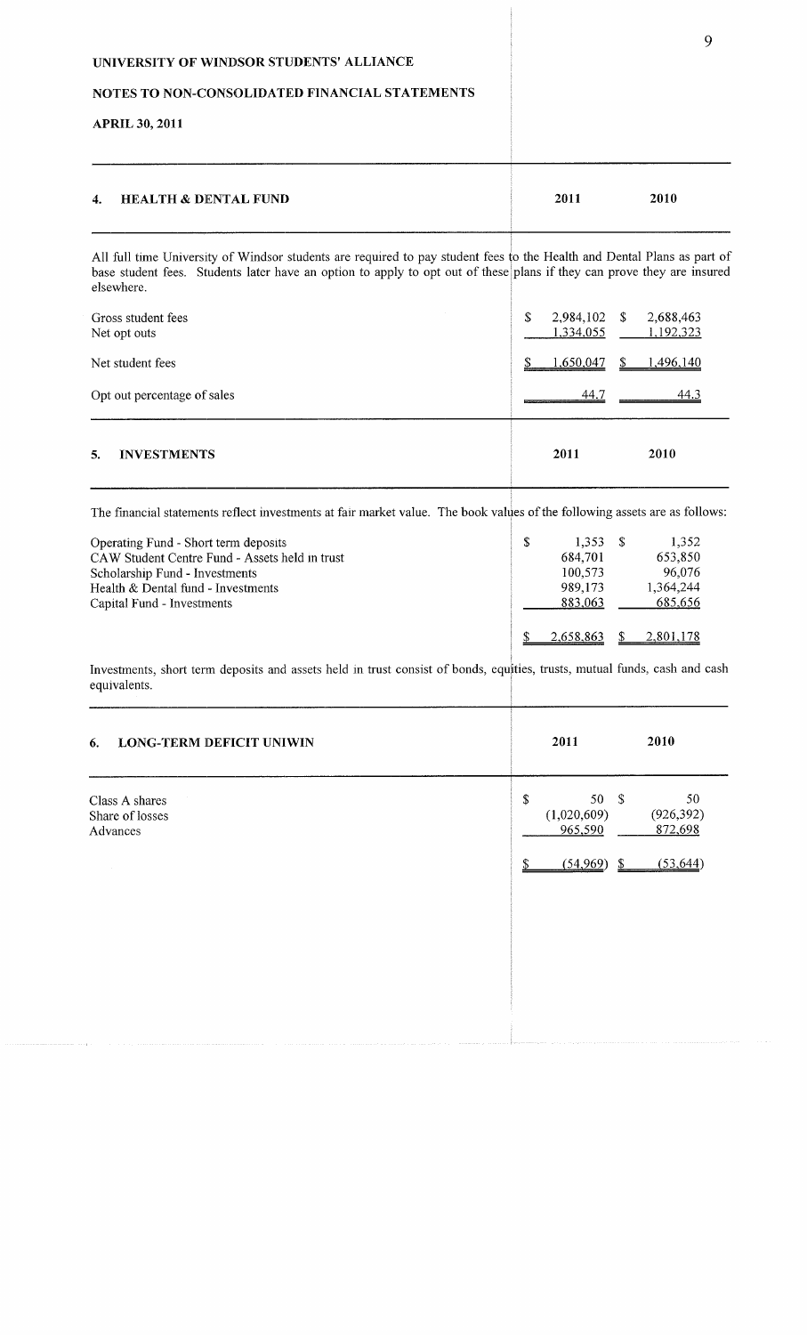UNIVERSITY OF WINDSOR STUDENTS' ALLIANCE

NOTES TO NON-CONSOLIDATED FINANCIAL STATEMENTS

APRIL 30, 2011

## 4. HEALTH & DENTAL FUND

All full time University of Windsor students are required to pay student fees to the Health and Dental Plans as part of base student fees. Students later have an option to apply to opt out of these plans if they can prove they are insured elsewhere.

| | 2011 | 2010 |
|---|---|---|
| Gross student fees | $ 2,984,102 | $ 2,688,463 |
| Net opt outs | 1,334,055 | 1,192,323 |
| Net student fees | $ 1,650,047 | $ 1,496,140 |
| Opt out percentage of sales | 44.7 | 44.3 |

## 5. INVESTMENTS

The financial statements reflect investments at fair market value. The book values of the following assets are as follows:

| | 2011 | 2010 |
|---|---|---|
| Operating Fund - Short term deposits | $ 1,353 | $ 1,352 |
| CAW Student Centre Fund - Assets held in trust | 684,701 | 653,850 |
| Scholarship Fund - Investments | 100,573 | 96,076 |
| Health & Dental fund - Investments | 989,173 | 1,364,244 |
| Capital Fund - Investments | 883,063 | 685,656 |
| | $ 2,658,863 | $ 2,801,178 |

Investments, short term deposits and assets held in trust consist of bonds, equities, trusts, mutual funds, cash and cash equivalents.

## 6. LONG-TERM DEFICIT UNIWIN

| | 2011 | 2010 |
|---|---|---|
| Class A shares | $ 50 | $ 50 |
| Share of losses | (1,020,609) | (926,392) |
| Advances | 965,590 | 872,698 |
| | $ (54,969) | $ (53,644) |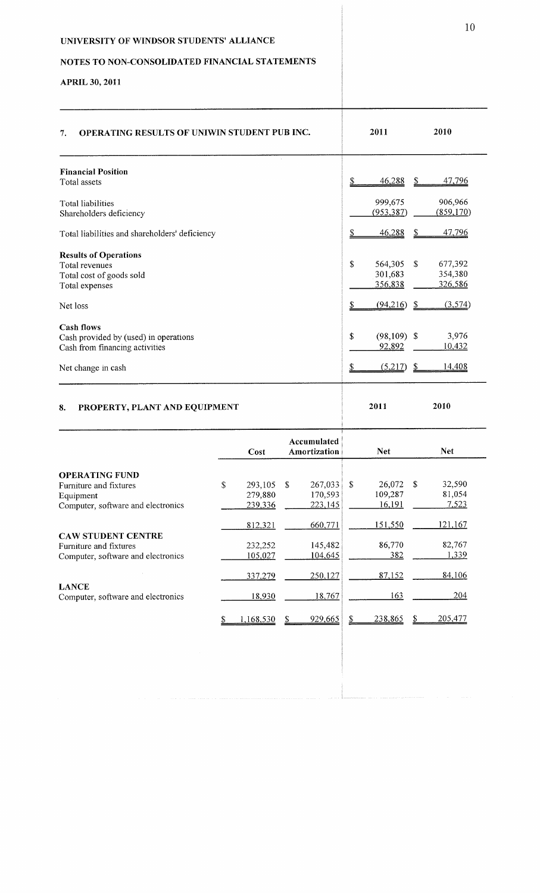UNIVERSITY OF WINDSOR STUDENTS' ALLIANCE

NOTES TO NON-CONSOLIDATED FINANCIAL STATEMENTS

APRIL 30, 2011

## 7. OPERATING RESULTS OF UNIWIN STUDENT PUB INC.

| | 2011 | 2010 |
|---|---|---|
| **Financial Position** | | |
| Total assets | $ 46,288 | $ 47,796 |
| Total liabilities | 999,675 | 906,966 |
| Shareholders deficiency | (953,387) | (859,170) |
| Total liabilities and shareholders' deficiency | $ 46,288 | $ 47,796 |
| **Results of Operations** | | |
| Total revenues | $ 564,305 | $ 677,392 |
| Total cost of goods sold | 301,683 | 354,380 |
| Total expenses | 356,838 | 326,586 |
| Net loss | $ (94,216) | $ (3,574) |
| **Cash flows** | | |
| Cash provided by (used) in operations | $ (98,109) | $ 3,976 |
| Cash from financing activities | 92,892 | 10,432 |
| Net change in cash | $ (5,217) | $ 14,408 |

## 8. PROPERTY, PLANT AND EQUIPMENT

| | Cost | Accumulated Amortization | 2011 Net | 2010 Net |
|---|---|---|---|---|
| **OPERATING FUND** | | | | |
| Furniture and fixtures | $ 293,105 | $ 267,033 | $ 26,072 | $ 32,590 |
| Equipment | 279,880 | 170,593 | 109,287 | 81,054 |
| Computer, software and electronics | 239,336 | 223,145 | 16,191 | 7,523 |
| | 812,321 | 660,771 | 151,550 | 121,167 |
| **CAW STUDENT CENTRE** | | | | |
| Furniture and fixtures | 232,252 | 145,482 | 86,770 | 82,767 |
| Computer, software and electronics | 105,027 | 104,645 | 382 | 1,339 |
| | 337,279 | 250,127 | 87,152 | 84,106 |
| **LANCE** | | | | |
| Computer, software and electronics | 18,930 | 18,767 | 163 | 204 |
| | $ 1,168,530 | $ 929,665 | $ 238,865 | $ 205,477 |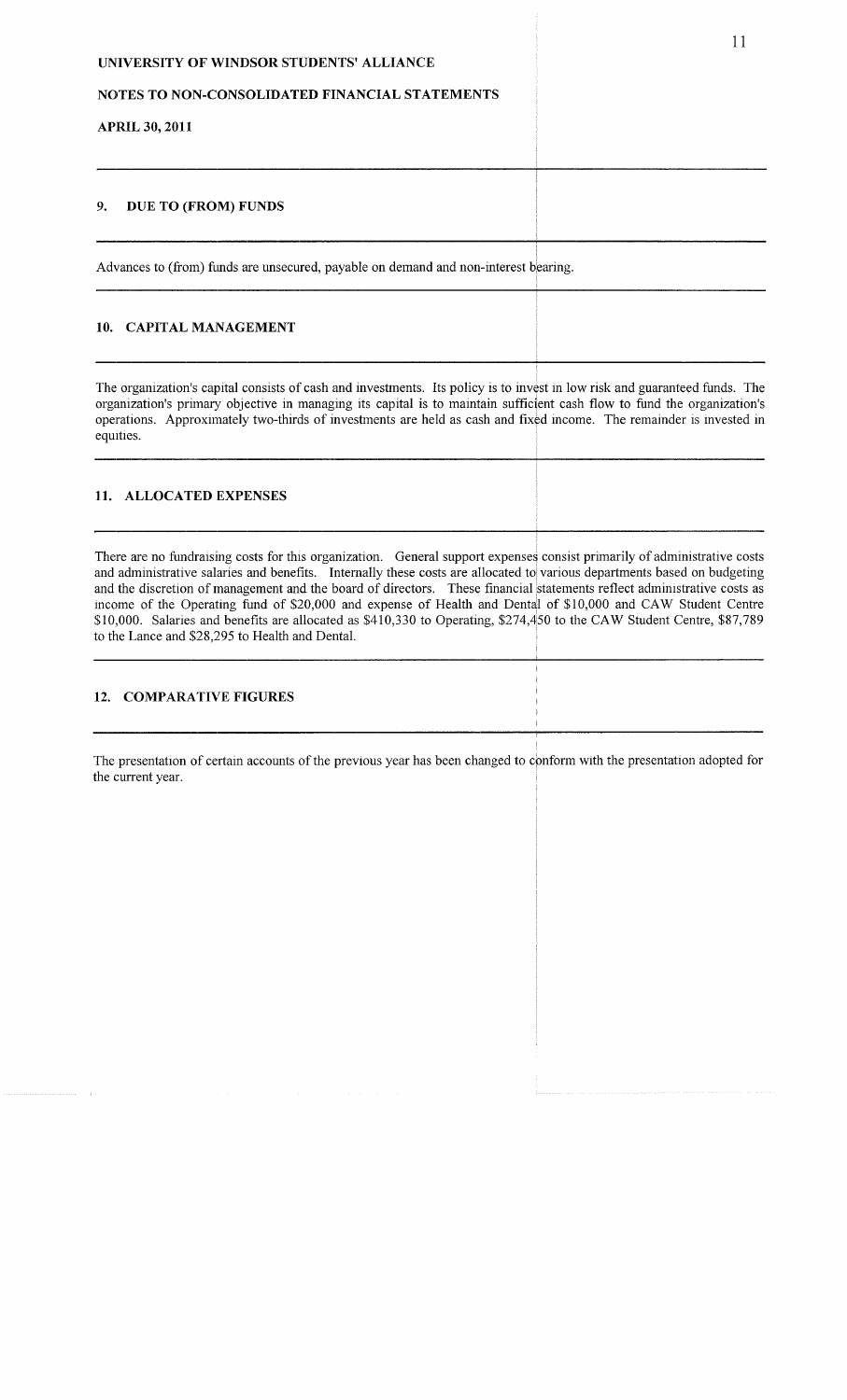UNIVERSITY OF WINDSOR STUDENTS' ALLIANCE

NOTES TO NON-CONSOLIDATED FINANCIAL STATEMENTS

APRIL 30, 2011

## 9. DUE TO (FROM) FUNDS

Advances to (from) funds are unsecured, payable on demand and non-interest bearing.

## 10. CAPITAL MANAGEMENT

The organization's capital consists of cash and investments. Its policy is to invest in low risk and guaranteed funds. The organization's primary objective in managing its capital is to maintain sufficient cash flow to fund the organization's operations. Approximately two-thirds of investments are held as cash and fixed income. The remainder is invested in equities.

## 11. ALLOCATED EXPENSES

There are no fundraising costs for this organization. General support expenses consist primarily of administrative costs and administrative salaries and benefits. Internally these costs are allocated to various departments based on budgeting and the discretion of management and the board of directors. These financial statements reflect administrative costs as income of the Operating fund of $20,000 and expense of Health and Dental of $10,000 and CAW Student Centre $10,000. Salaries and benefits are allocated as $410,330 to Operating, $274,450 to the CAW Student Centre, $87,789 to the Lance and $28,295 to Health and Dental.

## 12. COMPARATIVE FIGURES

The presentation of certain accounts of the previous year has been changed to conform with the presentation adopted for the current year.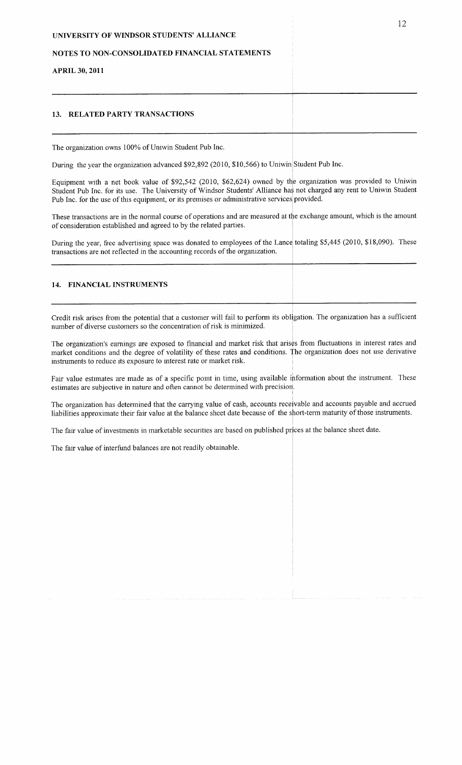## 13. RELATED PARTY TRANSACTIONS

The organization owns 100% of Uniwin Student Pub Inc.

During the year the organization advanced $92,892 (2010, $10,566) to Uniwin Student Pub Inc.

Equipment with a net book value of $92,542 (2010, $62,624) owned by the organization was provided to Uniwin Student Pub Inc. for its use. The University of Windsor Students' Alliance has not charged any rent to Uniwin Student Pub Inc. for the use of this equipment, or its premises or administrative services provided.

These transactions are in the normal course of operations and are measured at the exchange amount, which is the amount of consideration established and agreed to by the related parties.

During the year, free advertising space was donated to employees of the Lance totaling $5,445 (2010, $18,090). These transactions are not reflected in the accounting records of the organization.

## 14. FINANCIAL INSTRUMENTS

Credit risk arises from the potential that a customer will fail to perform its obligation. The organization has a sufficient number of diverse customers so the concentration of risk is minimized.

The organization's earnings are exposed to financial and market risk that arises from fluctuations in interest rates and market conditions and the degree of volatility of these rates and conditions. The organization does not use derivative instruments to reduce its exposure to interest rate or market risk.

Fair value estimates are made as of a specific point in time, using available information about the instrument. These estimates are subjective in nature and often cannot be determined with precision.

The organization has determined that the carrying value of cash, accounts receivable and accounts payable and accrued liabilities approximate their fair value at the balance sheet date because of the short-term maturity of those instruments.

The fair value of investments in marketable securities are based on published prices at the balance sheet date.

The fair value of interfund balances are not readily obtainable.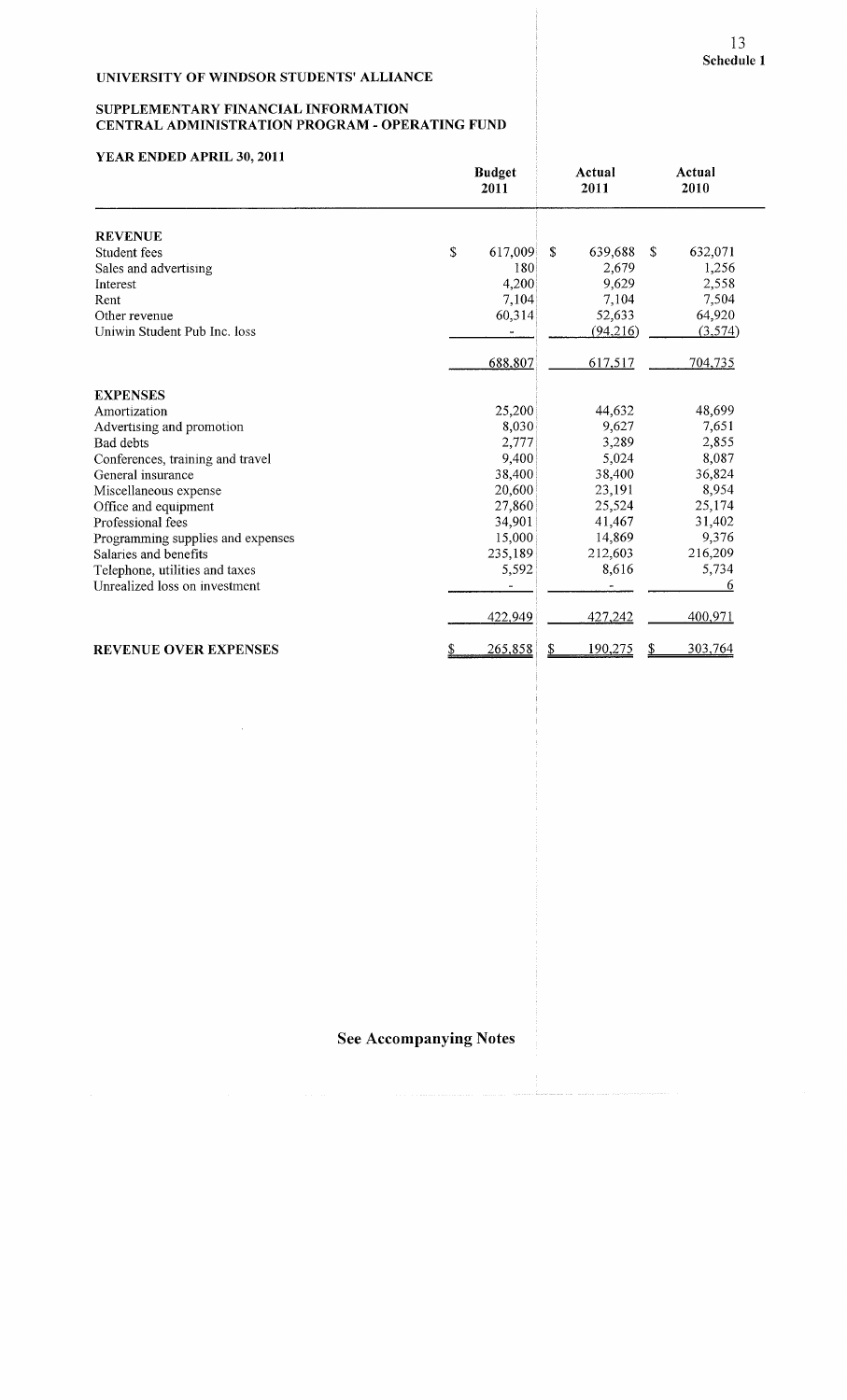**Schedule 1**

## UNIVERSITY OF WINDSOR STUDENTS' ALLIANCE

### SUPPLEMENTARY FINANCIAL INFORMATION
### CENTRAL ADMINISTRATION PROGRAM - OPERATING FUND

### YEAR ENDED APRIL 30, 2011

| | Budget 2011 | Actual 2011 | Actual 2010 |
|---|---|---|---|
| **REVENUE** | | | |
| Student fees | $ 617,009 | $ 639,688 | $ 632,071 |
| Sales and advertising | 180 | 2,679 | 1,256 |
| Interest | 4,200 | 9,629 | 2,558 |
| Rent | 7,104 | 7,104 | 7,504 |
| Other revenue | 60,314 | 52,633 | 64,920 |
| Uniwin Student Pub Inc. loss | - | (94,216) | (3,574) |
| | 688,807 | 617,517 | 704,735 |
| **EXPENSES** | | | |
| Amortization | 25,200 | 44,632 | 48,699 |
| Advertising and promotion | 8,030 | 9,627 | 7,651 |
| Bad debts | 2,777 | 3,289 | 2,855 |
| Conferences, training and travel | 9,400 | 5,024 | 8,087 |
| General insurance | 38,400 | 38,400 | 36,824 |
| Miscellaneous expense | 20,600 | 23,191 | 8,954 |
| Office and equipment | 27,860 | 25,524 | 25,174 |
| Professional fees | 34,901 | 41,467 | 31,402 |
| Programming supplies and expenses | 15,000 | 14,869 | 9,376 |
| Salaries and benefits | 235,189 | 212,603 | 216,209 |
| Telephone, utilities and taxes | 5,592 | 8,616 | 5,734 |
| Unrealized loss on investment | - | - | 6 |
| | 422,949 | 427,242 | 400,971 |
| **REVENUE OVER EXPENSES** | $ 265,858 | $ 190,275 | $ 303,764 |

**See Accompanying Notes**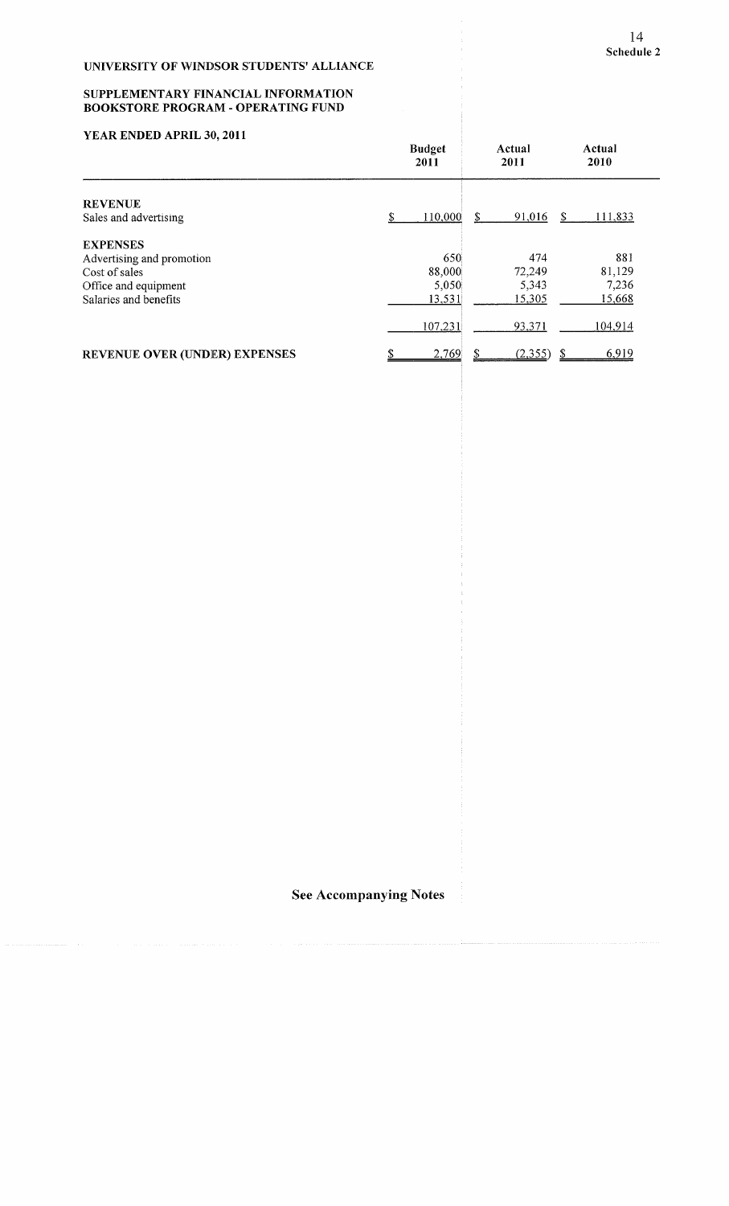Schedule 2

**UNIVERSITY OF WINDSOR STUDENTS' ALLIANCE**

**SUPPLEMENTARY FINANCIAL INFORMATION**
**BOOKSTORE PROGRAM - OPERATING FUND**

**YEAR ENDED APRIL 30, 2011**

| | Budget 2011 | Actual 2011 | Actual 2010 |
|---|---|---|---|
| **REVENUE** | | | |
| Sales and advertising | $ 110,000 | $ 91,016 | $ 111,833 |
| **EXPENSES** | | | |
| Advertising and promotion | 650 | 474 | 881 |
| Cost of sales | 88,000 | 72,249 | 81,129 |
| Office and equipment | 5,050 | 5,343 | 7,236 |
| Salaries and benefits | 13,531 | 15,305 | 15,668 |
| | 107,231 | 93,371 | 104,914 |
| **REVENUE OVER (UNDER) EXPENSES** | $ 2,769 | $ (2,355) | $ 6,919 |

**See Accompanying Notes**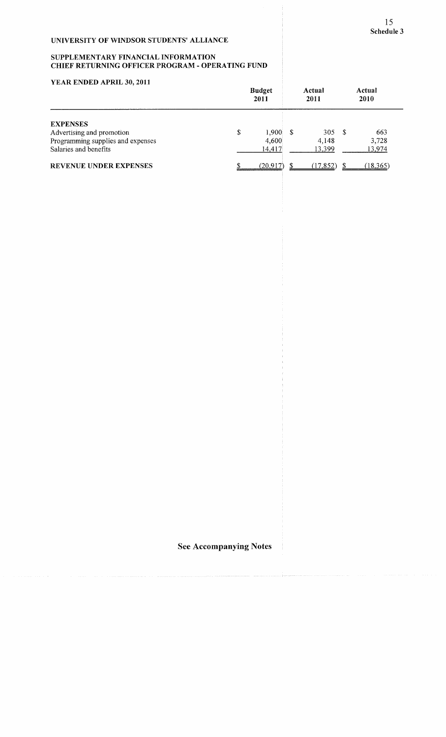**Schedule 3**

# UNIVERSITY OF WINDSOR STUDENTS' ALLIANCE

## SUPPLEMENTARY FINANCIAL INFORMATION
## CHIEF RETURNING OFFICER PROGRAM - OPERATING FUND

### YEAR ENDED APRIL 30, 2011

| | Budget 2011 | Actual 2011 | Actual 2010 |
|---|---|---|---|
| **EXPENSES** | | | |
| Advertising and promotion | $ 1,900 | $ 305 | $ 663 |
| Programming supplies and expenses | 4,600 | 4,148 | 3,728 |
| Salaries and benefits | 14,417 | 13,399 | 13,974 |
| **REVENUE UNDER EXPENSES** | $ (20,917) | $ (17,852) | $ (18,365) |

**See Accompanying Notes**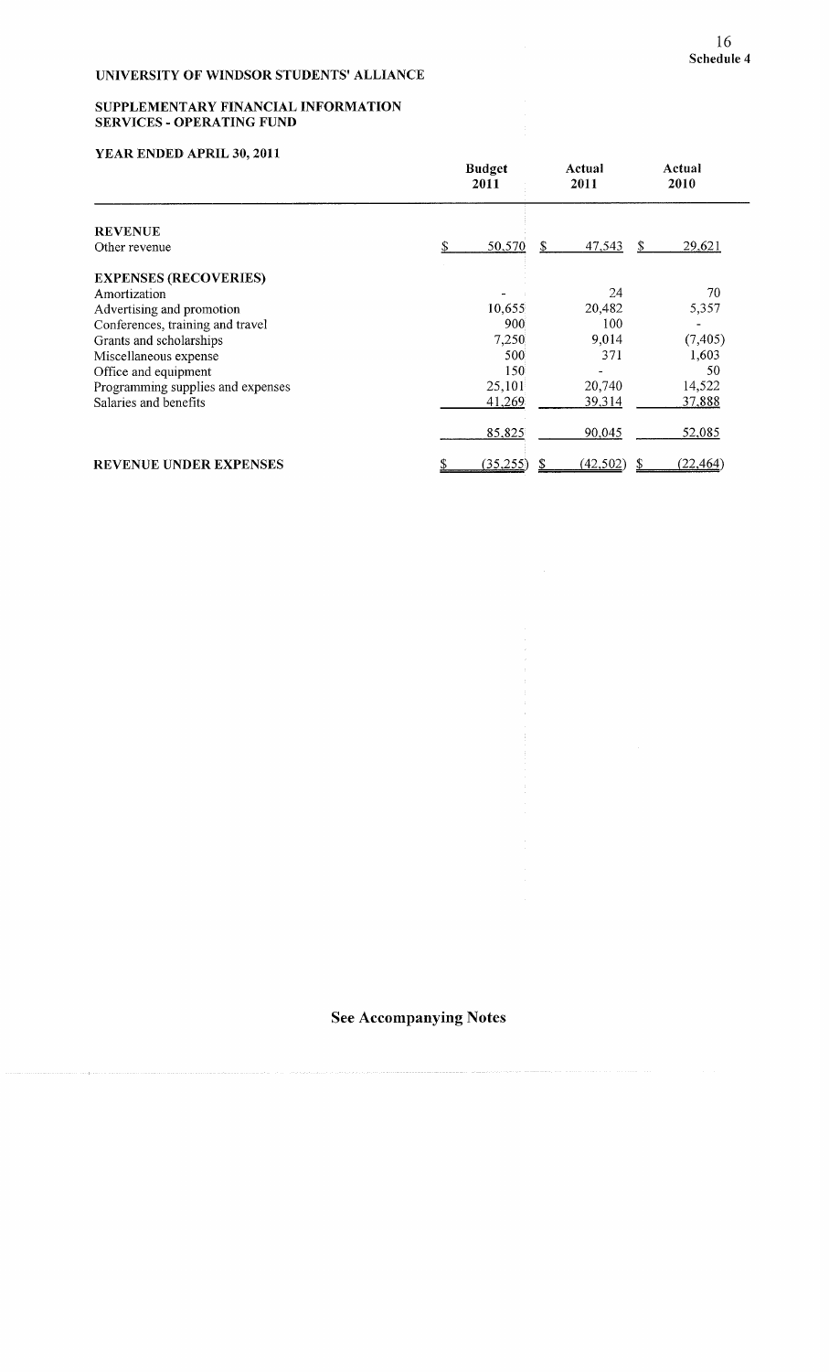Schedule 4

# UNIVERSITY OF WINDSOR STUDENTS' ALLIANCE

## SUPPLEMENTARY FINANCIAL INFORMATION
## SERVICES - OPERATING FUND

### YEAR ENDED APRIL 30, 2011

| | Budget 2011 | Actual 2011 | Actual 2010 |
|---|---|---|---|
| **REVENUE** | | | |
| Other revenue | $ 50,570 | $ 47,543 | $ 29,621 |
| **EXPENSES (RECOVERIES)** | | | |
| Amortization | - | 24 | 70 |
| Advertising and promotion | 10,655 | 20,482 | 5,357 |
| Conferences, training and travel | 900 | 100 | - |
| Grants and scholarships | 7,250 | 9,014 | (7,405) |
| Miscellaneous expense | 500 | 371 | 1,603 |
| Office and equipment | 150 | - | 50 |
| Programming supplies and expenses | 25,101 | 20,740 | 14,522 |
| Salaries and benefits | 41,269 | 39,314 | 37,888 |
| | 85,825 | 90,045 | 52,085 |
| **REVENUE UNDER EXPENSES** | $ (35,255) | $ (42,502) | $ (22,464) |

**See Accompanying Notes**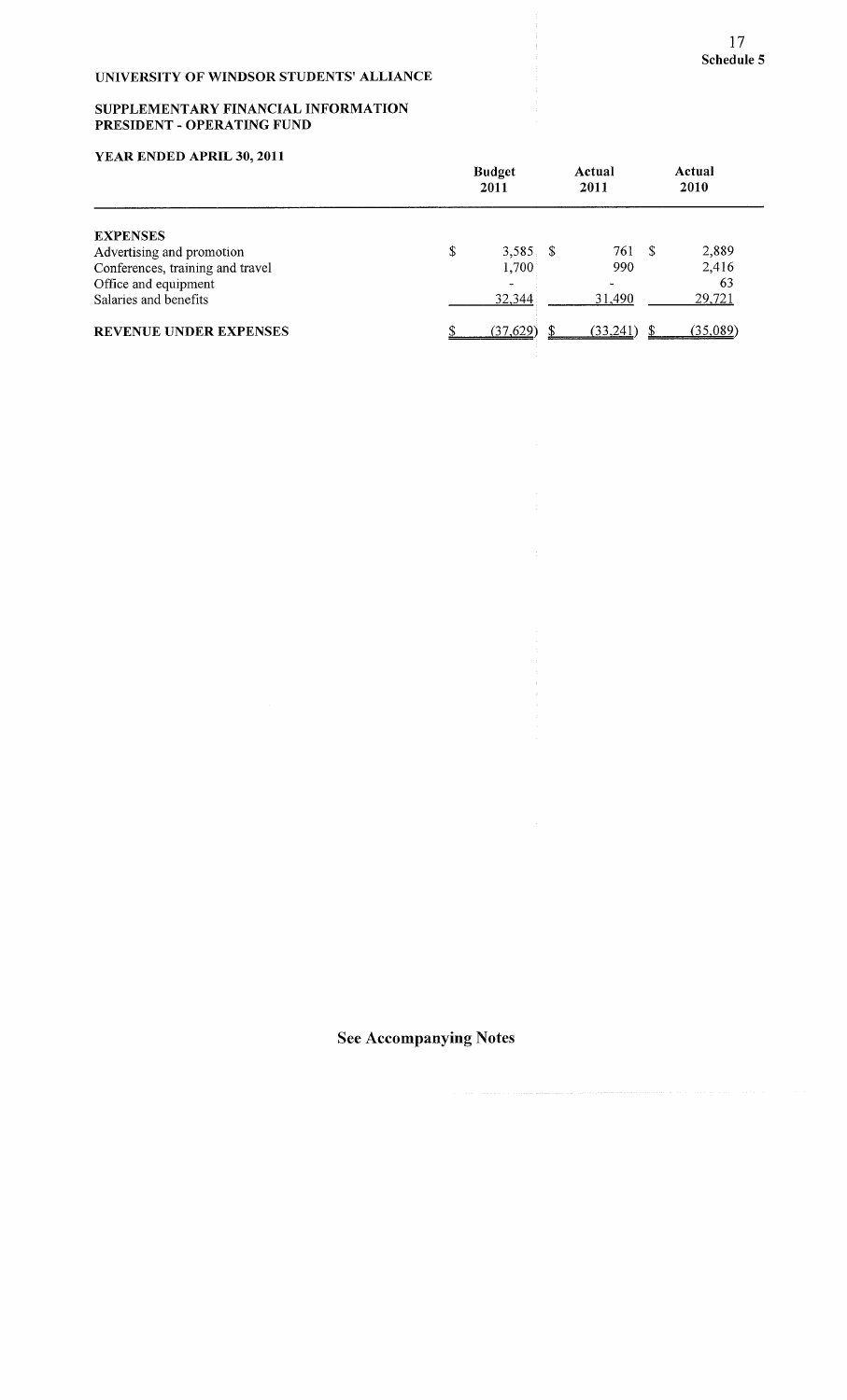Schedule 5

**UNIVERSITY OF WINDSOR STUDENTS' ALLIANCE**

**SUPPLEMENTARY FINANCIAL INFORMATION**
**PRESIDENT - OPERATING FUND**

**YEAR ENDED APRIL 30, 2011**

| | Budget 2011 | Actual 2011 | Actual 2010 |
|---|---|---|---|
| **EXPENSES** | | | |
| Advertising and promotion | $ 3,585 | $ 761 | $ 2,889 |
| Conferences, training and travel | 1,700 | 990 | 2,416 |
| Office and equipment | - | - | 63 |
| Salaries and benefits | 32,344 | 31,490 | 29,721 |
| **REVENUE UNDER EXPENSES** | $ (37,629) | $ (33,241) | $ (35,089) |

**See Accompanying Notes**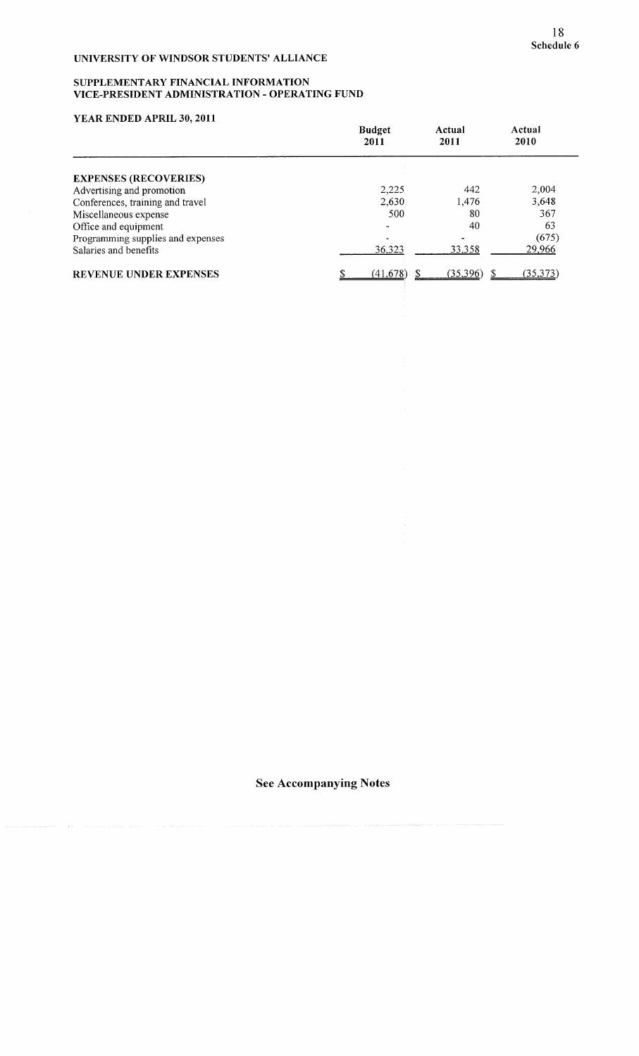**Schedule 6**

## UNIVERSITY OF WINDSOR STUDENTS' ALLIANCE

### SUPPLEMENTARY FINANCIAL INFORMATION
### VICE-PRESIDENT ADMINISTRATION - OPERATING FUND

**YEAR ENDED APRIL 30, 2011**

| | Budget 2011 | Actual 2011 | Actual 2010 |
|---|---|---|---|
| **EXPENSES (RECOVERIES)** | | | |
| Advertising and promotion | 2,225 | 442 | 2,004 |
| Conferences, training and travel | 2,630 | 1,476 | 3,648 |
| Miscellaneous expense | 500 | 80 | 367 |
| Office and equipment | - | 40 | 63 |
| Programming supplies and expenses | - | - | (675) |
| Salaries and benefits | 36,323 | 33,358 | 29,966 |
| **REVENUE UNDER EXPENSES** | $ (41,678) | $ (35,396) | $ (35,373) |

**See Accompanying Notes**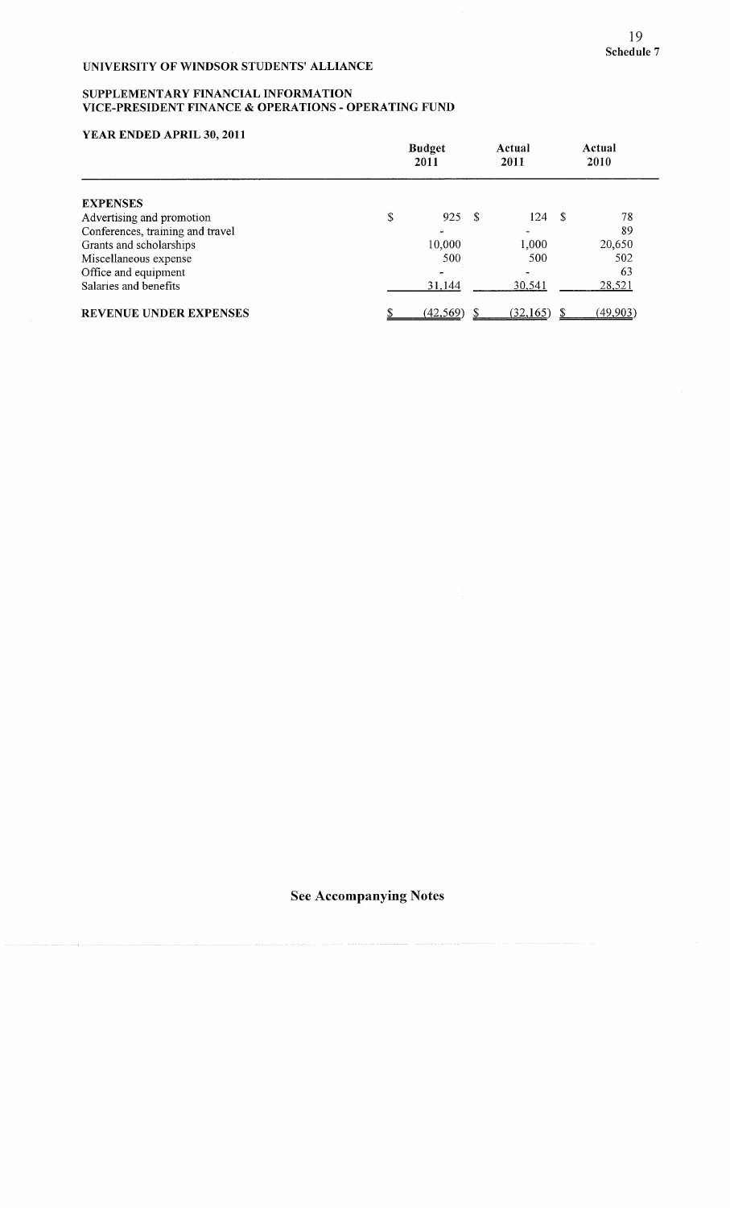Schedule 7

## UNIVERSITY OF WINDSOR STUDENTS' ALLIANCE

### SUPPLEMENTARY FINANCIAL INFORMATION
### VICE-PRESIDENT FINANCE & OPERATIONS - OPERATING FUND

**YEAR ENDED APRIL 30, 2011**

| | Budget 2011 | Actual 2011 | Actual 2010 |
|---|---|---|---|
| **EXPENSES** | | | |
| Advertising and promotion | $ 925 | $ 124 | $ 78 |
| Conferences, training and travel | - | - | 89 |
| Grants and scholarships | 10,000 | 1,000 | 20,650 |
| Miscellaneous expense | 500 | 500 | 502 |
| Office and equipment | - | - | 63 |
| Salaries and benefits | 31,144 | 30,541 | 28,521 |
| **REVENUE UNDER EXPENSES** | $ (42,569) | $ (32,165) | $ (49,903) |

**See Accompanying Notes**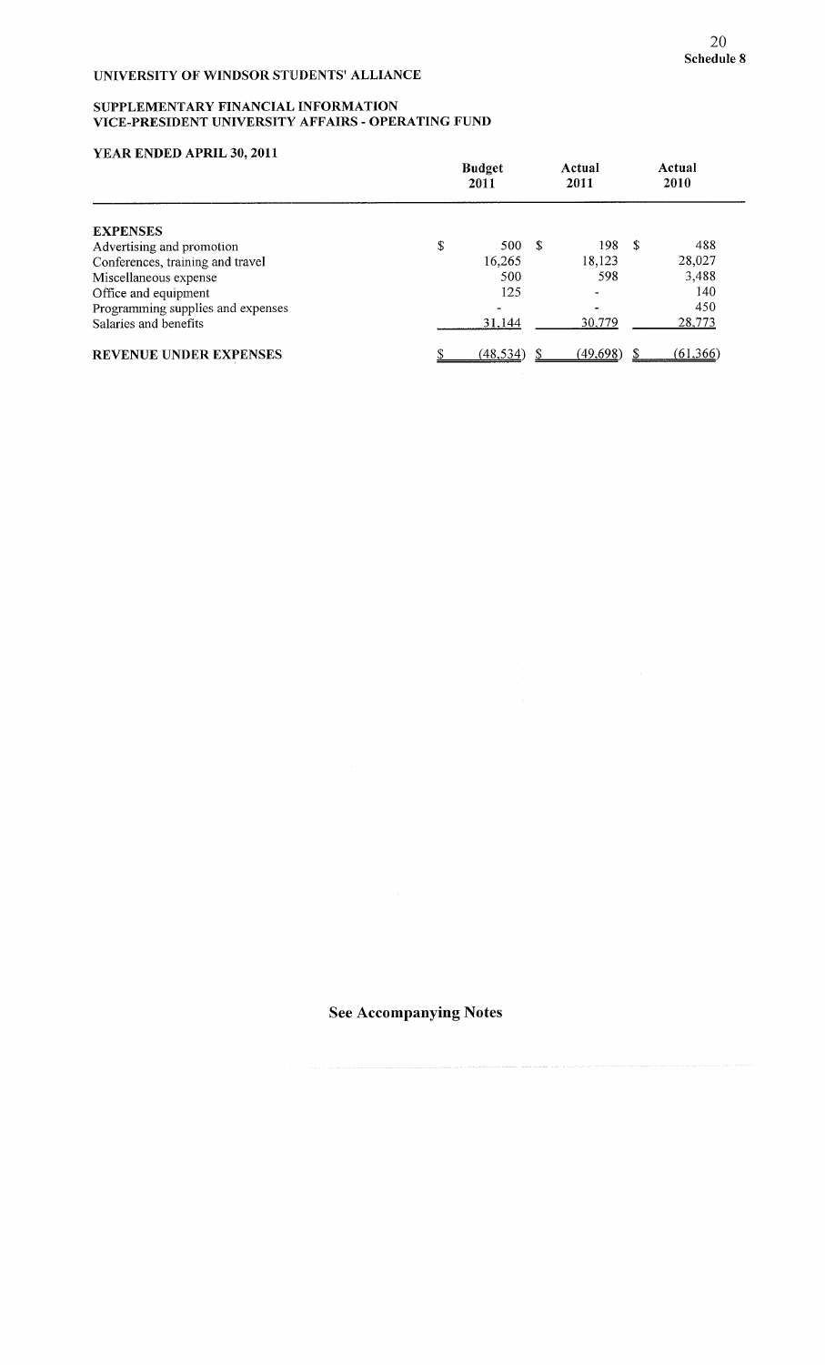**Schedule 8**

# UNIVERSITY OF WINDSOR STUDENTS' ALLIANCE

## SUPPLEMENTARY FINANCIAL INFORMATION
## VICE-PRESIDENT UNIVERSITY AFFAIRS - OPERATING FUND

### YEAR ENDED APRIL 30, 2011

| | Budget 2011 | Actual 2011 | Actual 2010 |
|---|---|---|---|
| **EXPENSES** | | | |
| Advertising and promotion | $ 500 | $ 198 | $ 488 |
| Conferences, training and travel | 16,265 | 18,123 | 28,027 |
| Miscellaneous expense | 500 | 598 | 3,488 |
| Office and equipment | 125 | - | 140 |
| Programming supplies and expenses | - | - | 450 |
| Salaries and benefits | 31,144 | 30,779 | 28,773 |
| **REVENUE UNDER EXPENSES** | $ (48,534) | $ (49,698) | $ (61,366) |

**See Accompanying Notes**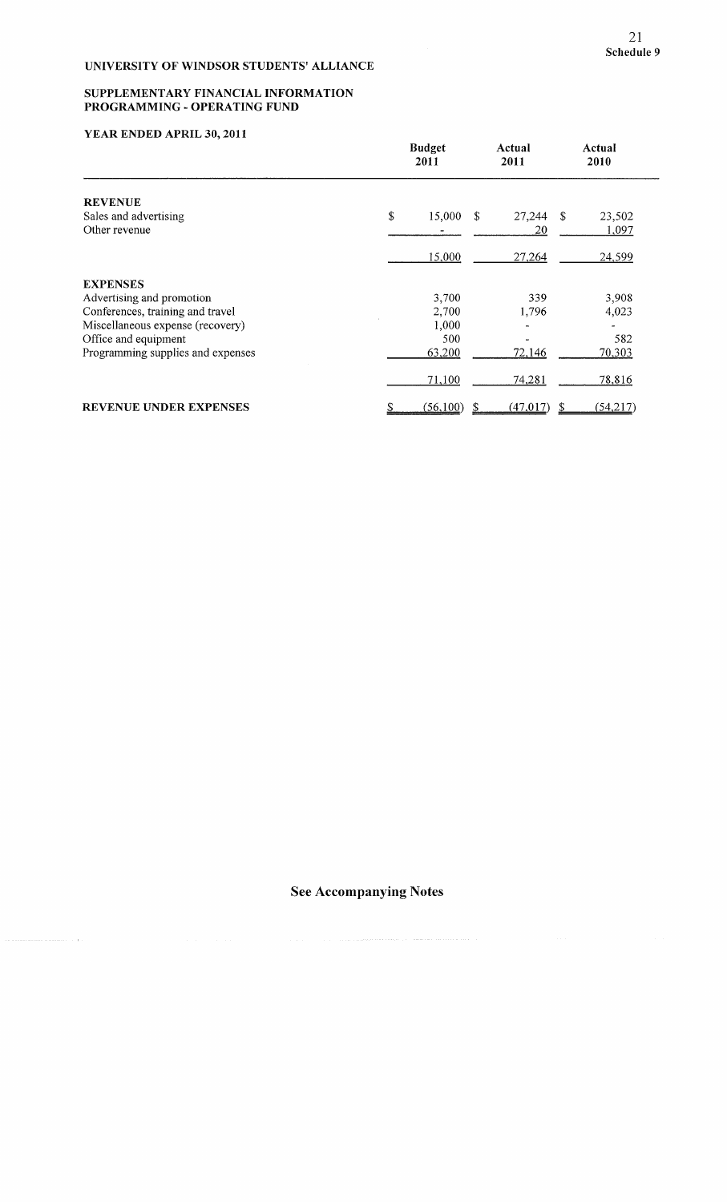**Schedule 9**

**UNIVERSITY OF WINDSOR STUDENTS' ALLIANCE**

**SUPPLEMENTARY FINANCIAL INFORMATION**
**PROGRAMMING - OPERATING FUND**

**YEAR ENDED APRIL 30, 2011**

| | Budget 2011 | Actual 2011 | Actual 2010 |
|---|---|---|---|
| **REVENUE** | | | |
| Sales and advertising | $ 15,000 | $ 27,244 | $ 23,502 |
| Other revenue | - | 20 | 1,097 |
| | 15,000 | 27,264 | 24,599 |
| **EXPENSES** | | | |
| Advertising and promotion | 3,700 | 339 | 3,908 |
| Conferences, training and travel | 2,700 | 1,796 | 4,023 |
| Miscellaneous expense (recovery) | 1,000 | - | - |
| Office and equipment | 500 | - | 582 |
| Programming supplies and expenses | 63,200 | 72,146 | 70,303 |
| | 71,100 | 74,281 | 78,816 |
| **REVENUE UNDER EXPENSES** | $ (56,100) | $ (47,017) | $ (54,217) |

**See Accompanying Notes**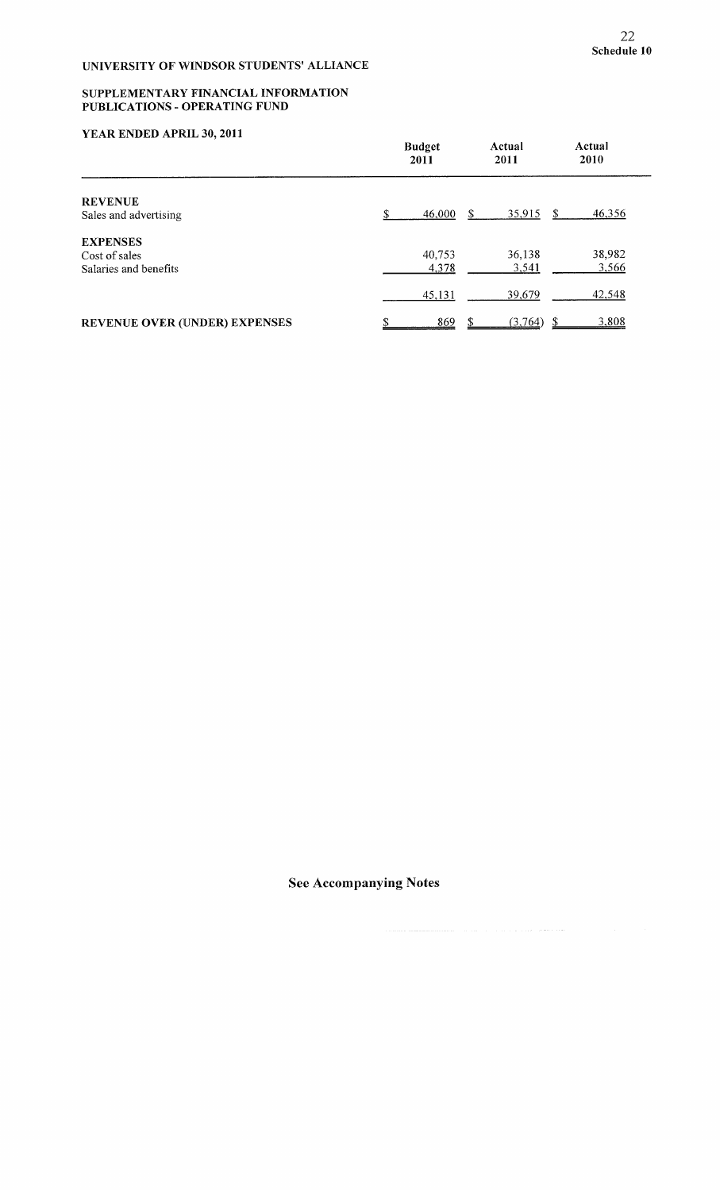Schedule 10

# UNIVERSITY OF WINDSOR STUDENTS' ALLIANCE

## SUPPLEMENTARY FINANCIAL INFORMATION
## PUBLICATIONS - OPERATING FUND

### YEAR ENDED APRIL 30, 2011

| | Budget 2011 | Actual 2011 | Actual 2010 |
|---|---|---|---|
| **REVENUE** | | | |
| Sales and advertising | $ 46,000 | $ 35,915 | $ 46,356 |
| **EXPENSES** | | | |
| Cost of sales | 40,753 | 36,138 | 38,982 |
| Salaries and benefits | 4,378 | 3,541 | 3,566 |
| | 45,131 | 39,679 | 42,548 |
| **REVENUE OVER (UNDER) EXPENSES** | $ 869 | $ (3,764) | $ 3,808 |

**See Accompanying Notes**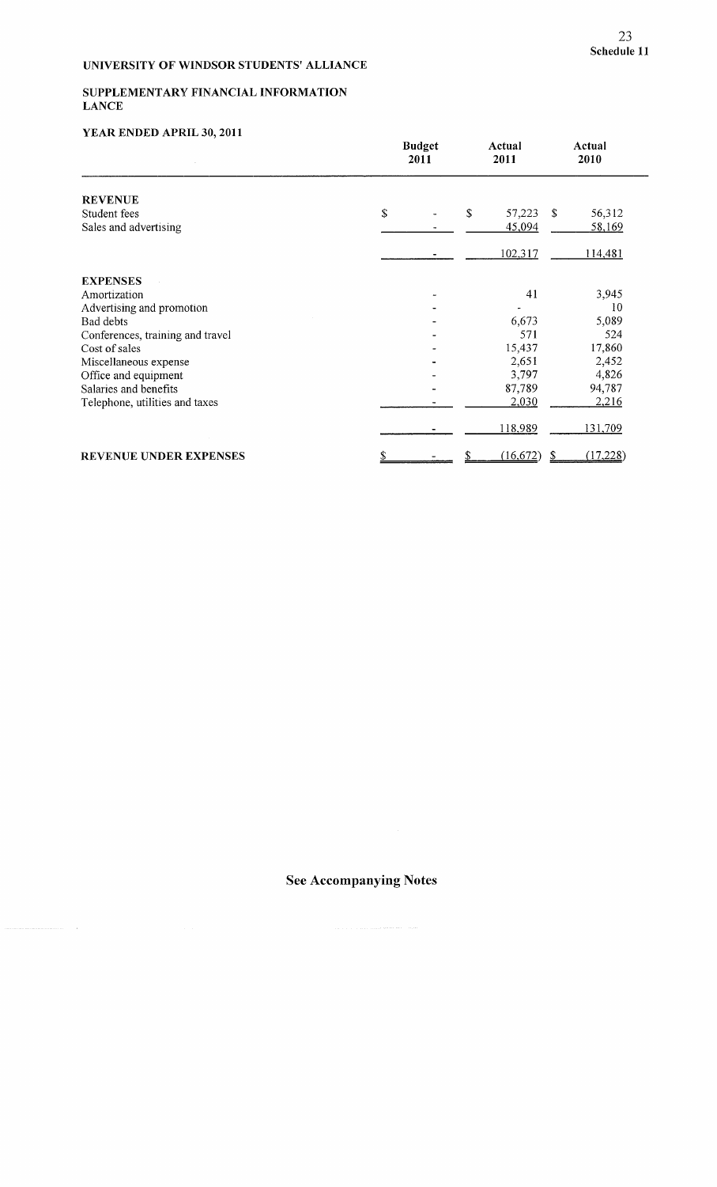**Schedule 11**

## UNIVERSITY OF WINDSOR STUDENTS' ALLIANCE

### SUPPLEMENTARY FINANCIAL INFORMATION
### LANCE

### YEAR ENDED APRIL 30, 2011

| | Budget 2011 | Actual 2011 | Actual 2010 |
|---|---|---|---|
| **REVENUE** | | | |
| Student fees | $ - | $ 57,223 | $ 56,312 |
| Sales and advertising | - | 45,094 | 58,169 |
| | - | 102,317 | 114,481 |
| **EXPENSES** | | | |
| Amortization | - | 41 | 3,945 |
| Advertising and promotion | - | - | 10 |
| Bad debts | - | 6,673 | 5,089 |
| Conferences, training and travel | - | 571 | 524 |
| Cost of sales | - | 15,437 | 17,860 |
| Miscellaneous expense | - | 2,651 | 2,452 |
| Office and equipment | - | 3,797 | 4,826 |
| Salaries and benefits | - | 87,789 | 94,787 |
| Telephone, utilities and taxes | - | 2,030 | 2,216 |
| | - | 118,989 | 131,709 |
| **REVENUE UNDER EXPENSES** | $ - | $ (16,672) | $ (17,228) |

**See Accompanying Notes**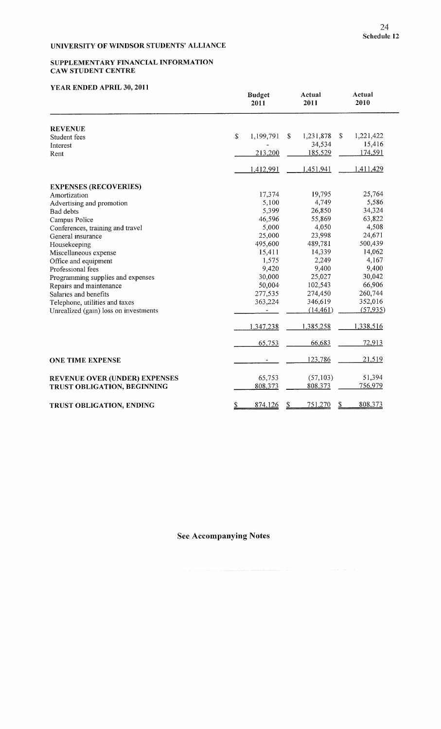Schedule 12

# UNIVERSITY OF WINDSOR STUDENTS' ALLIANCE

## SUPPLEMENTARY FINANCIAL INFORMATION
## CAW STUDENT CENTRE

### YEAR ENDED APRIL 30, 2011

| | Budget 2011 | Actual 2011 | Actual 2010 |
|---|---|---|---|
| **REVENUE** | | | |
| Student fees | $ 1,199,791 | $ 1,231,878 | $ 1,221,422 |
| Interest | - | 34,534 | 15,416 |
| Rent | 213,200 | 185,529 | 174,591 |
| | 1,412,991 | 1,451,941 | 1,411,429 |
| **EXPENSES (RECOVERIES)** | | | |
| Amortization | 17,374 | 19,795 | 25,764 |
| Advertising and promotion | 5,100 | 4,749 | 5,586 |
| Bad debts | 5,399 | 26,850 | 34,324 |
| Campus Police | 46,596 | 55,869 | 63,822 |
| Conferences, training and travel | 5,000 | 4,050 | 4,508 |
| General insurance | 25,000 | 23,998 | 24,671 |
| Housekeeping | 495,600 | 489,781 | 500,439 |
| Miscellaneous expense | 15,411 | 14,339 | 14,062 |
| Office and equipment | 1,575 | 2,249 | 4,167 |
| Professional fees | 9,420 | 9,400 | 9,400 |
| Programming supplies and expenses | 30,000 | 25,027 | 30,042 |
| Repairs and maintenance | 50,004 | 102,543 | 66,906 |
| Salaries and benefits | 277,535 | 274,450 | 260,744 |
| Telephone, utilities and taxes | 363,224 | 346,619 | 352,016 |
| Unrealized (gain) loss on investments | - | (14,461) | (57,935) |
| | 1,347,238 | 1,385,258 | 1,338,516 |
| | 65,753 | 66,683 | 72,913 |
| **ONE TIME EXPENSE** | - | 123,786 | 21,519 |
| **REVENUE OVER (UNDER) EXPENSES** | 65,753 | (57,103) | 51,394 |
| **TRUST OBLIGATION, BEGINNING** | 808,373 | 808,373 | 756,979 |
| **TRUST OBLIGATION, ENDING** | $ 874,126 | $ 751,270 | $ 808,373 |

**See Accompanying Notes**